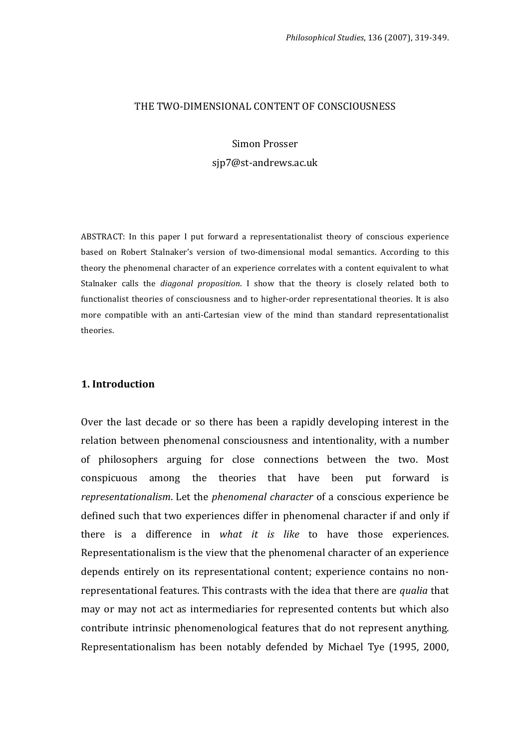# THE TWO-DIMENSIONAL CONTENT OF CONSCIOUSNESS

Simon Prosser

sjp7@st-andrews.ac.uk

ABSTRACT: In this paper I put forward a representationalist theory of conscious experience based on Robert Stalnaker's version of two-dimensional modal semantics. According to this theory the phenomenal character of an experience correlates with a content equivalent to what Stalnaker calls the *diagonal proposition*. I show that the theory is closely related both to functionalist theories of consciousness and to higher-order representational theories. It is also more compatible with an anti-Cartesian view of the mind than standard representationalist theories.

## 1. Introduction

Over the last decade or so there has been a rapidly developing interest in the relation between phenomenal consciousness and intentionality, with a number of philosophers arguing for close connections between the two. Most conspicuous among the theories that have been put forward is *representationalism*. Let the *phenomenal character* of a conscious experience be defined such that two experiences differ in phenomenal character if and only if there is a difference in *what it is like* to have those experiences. Representationalism is the view that the phenomenal character of an experience depends entirely on its representational content; experience contains no non-representational features. This contrasts with the idea that there are *qualia* that may or may not act as intermediaries for represented contents but which also contribute intrinsic phenomenological features that do not represent anything. Representationalism has been notably defended by Michael Tye (1995, 2000,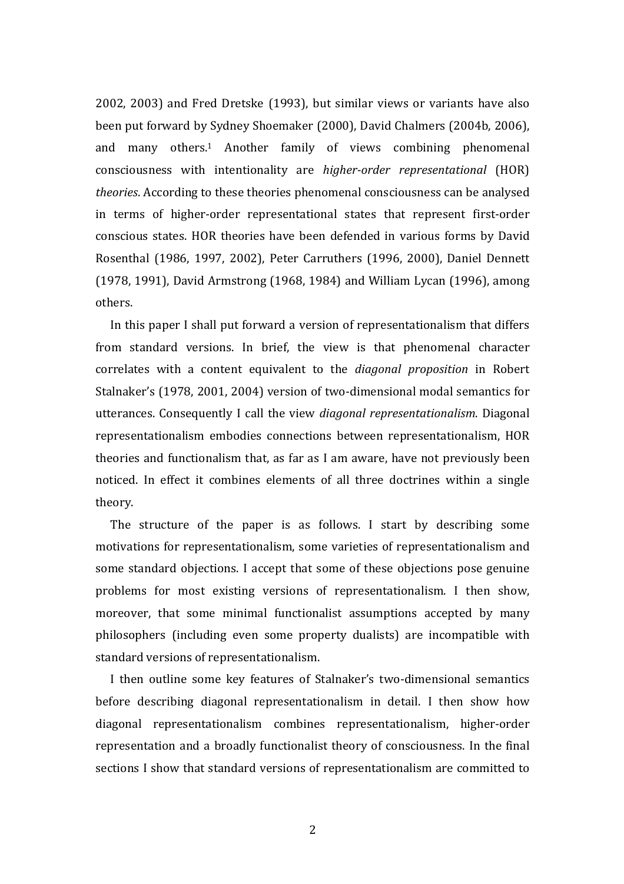2002, 2003) and Fred Dretske (1993), but similar views or variants have also been put forward by Sydney Shoemaker (2000), David Chalmers (2004b, 2006), and many others.[1] Another family of views combining phenomenal consciousness with intentionality are *higher-order representational* (HOR) *theories*. According to these theories phenomenal consciousness can be analysed in terms of higher-order representational states that represent first-order conscious states. HOR theories have been defended in various forms by David Rosenthal (1986, 1997, 2002), Peter Carruthers (1996, 2000), Daniel Dennett (1978, 1991), David Armstrong (1968, 1984) and William Lycan (1996), among others.

In this paper I shall put forward a version of representationalism that differs from standard versions. In brief, the view is that phenomenal character correlates with a content equivalent to the *diagonal proposition* in Robert Stalnaker's (1978, 2001, 2004) version of two-dimensional modal semantics for utterances. Consequently I call the view *diagonal representationalism*. Diagonal representationalism embodies connections between representationalism, HOR theories and functionalism that, as far as I am aware, have not previously been noticed. In effect it combines elements of all three doctrines within a single theory.

The structure of the paper is as follows. I start by describing some motivations for representationalism, some varieties of representationalism and some standard objections. I accept that some of these objections pose genuine problems for most existing versions of representationalism. I then show, moreover, that some minimal functionalist assumptions accepted by many philosophers (including even some property dualists) are incompatible with standard versions of representationalism.

I then outline some key features of Stalnaker's two-dimensional semantics before describing diagonal representationalism in detail. I then show how diagonal representationalism combines representationalism, higher-order representation and a broadly functionalist theory of consciousness. In the final sections I show that standard versions of representationalism are committed to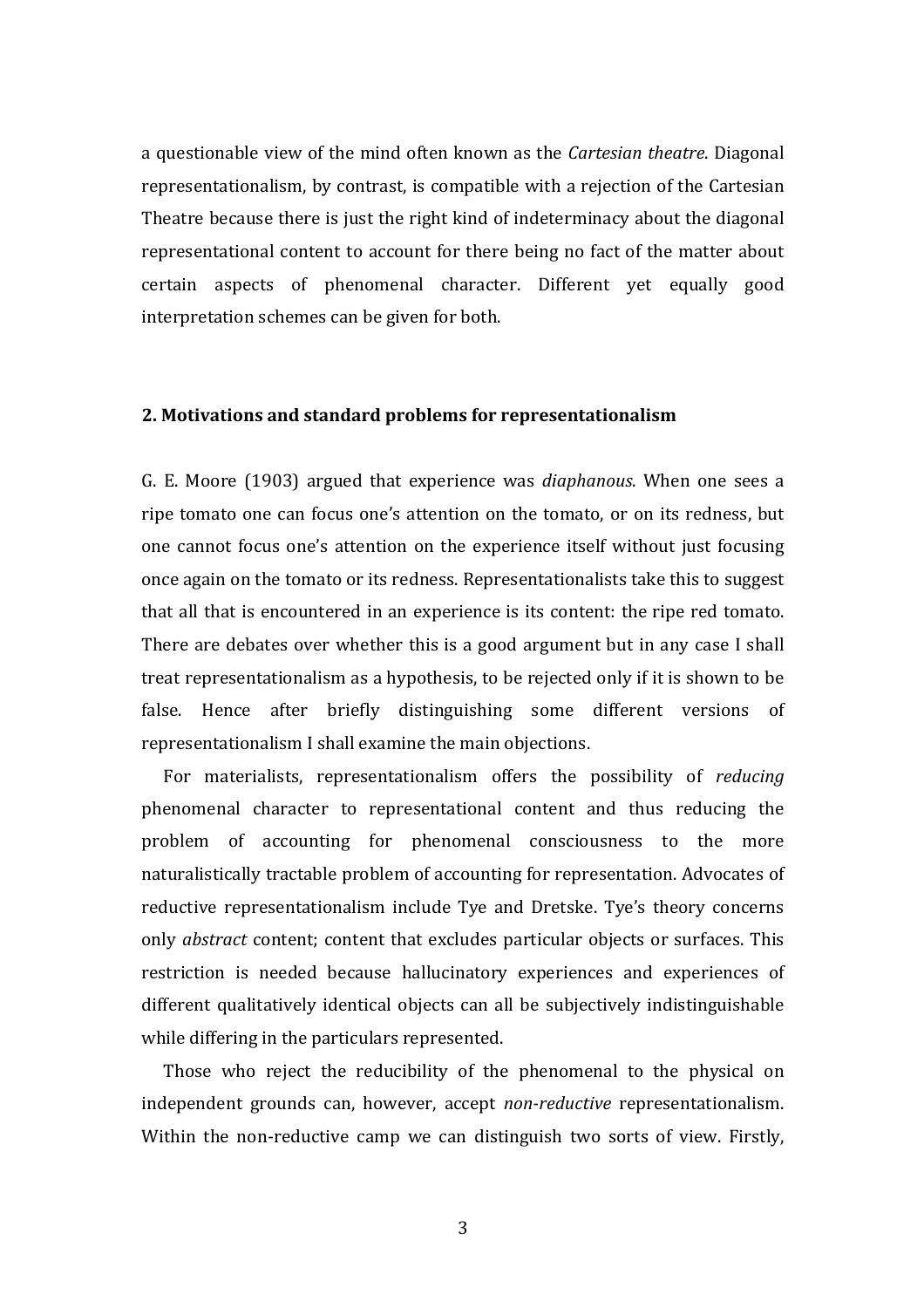a questionable view of the mind often known as the *Cartesian theatre*. Diagonal representationalism, by contrast, is compatible with a rejection of the Cartesian Theatre because there is just the right kind of indeterminacy about the diagonal representational content to account for there being no fact of the matter about certain aspects of phenomenal character. Different yet equally good interpretation schemes can be given for both.

## 2. Motivations and standard problems for representationalism

G. E. Moore (1903) argued that experience was *diaphanous*. When one sees a ripe tomato one can focus one's attention on the tomato, or on its redness, but one cannot focus one's attention on the experience itself without just focusing once again on the tomato or its redness. Representationalists take this to suggest that all that is encountered in an experience is its content: the ripe red tomato. There are debates over whether this is a good argument but in any case I shall treat representationalism as a hypothesis, to be rejected only if it is shown to be false. Hence after briefly distinguishing some different versions of representationalism I shall examine the main objections.

For materialists, representationalism offers the possibility of *reducing* phenomenal character to representational content and thus reducing the problem of accounting for phenomenal consciousness to the more naturalistically tractable problem of accounting for representation. Advocates of reductive representationalism include Tye and Dretske. Tye's theory concerns only *abstract* content; content that excludes particular objects or surfaces. This restriction is needed because hallucinatory experiences and experiences of different qualitatively identical objects can all be subjectively indistinguishable while differing in the particulars represented.

Those who reject the reducibility of the phenomenal to the physical on independent grounds can, however, accept *non-reductive* representationalism. Within the non-reductive camp we can distinguish two sorts of view. Firstly,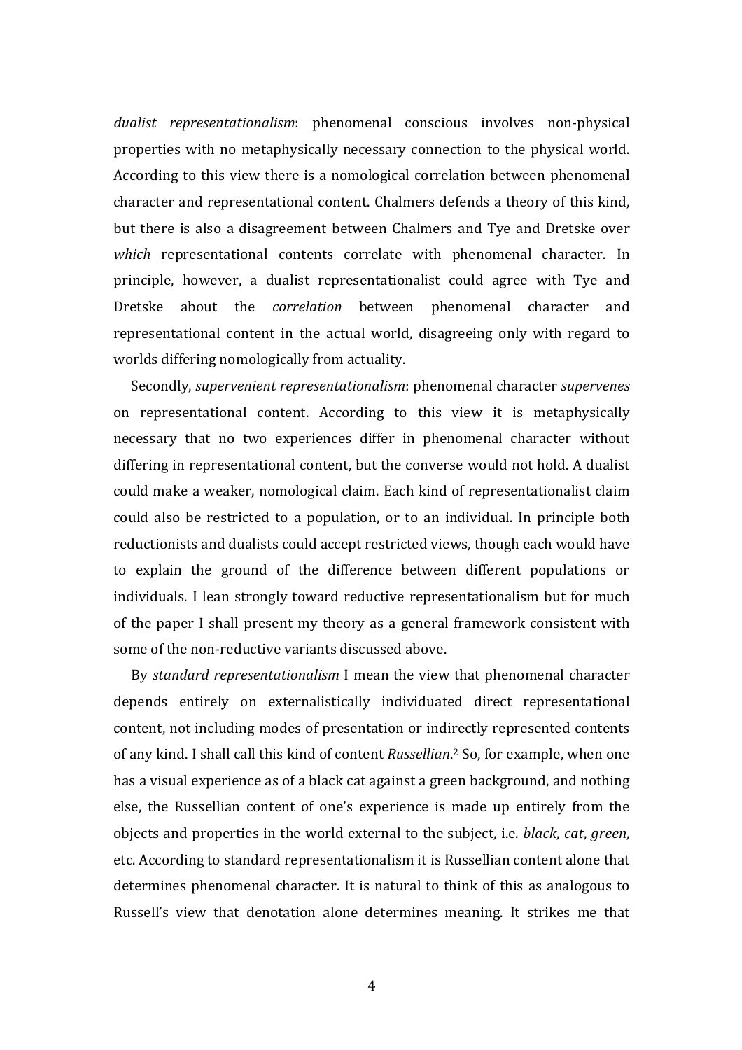*dualist representationalism*: phenomenal conscious involves non-physical properties with no metaphysically necessary connection to the physical world. According to this view there is a nomological correlation between phenomenal character and representational content. Chalmers defends a theory of this kind, but there is also a disagreement between Chalmers and Tye and Dretske over *which* representational contents correlate with phenomenal character. In principle, however, a dualist representationalist could agree with Tye and Dretske about the *correlation* between phenomenal character and representational content in the actual world, disagreeing only with regard to worlds differing nomologically from actuality.

Secondly, *supervenient representationalism*: phenomenal character *supervenes* on representational content. According to this view it is metaphysically necessary that no two experiences differ in phenomenal character without differing in representational content, but the converse would not hold. A dualist could make a weaker, nomological claim. Each kind of representationalist claim could also be restricted to a population, or to an individual. In principle both reductionists and dualists could accept restricted views, though each would have to explain the ground of the difference between different populations or individuals. I lean strongly toward reductive representationalism but for much of the paper I shall present my theory as a general framework consistent with some of the non-reductive variants discussed above.

By *standard representationalism* I mean the view that phenomenal character depends entirely on externalistically individuated direct representational content, not including modes of presentation or indirectly represented contents of any kind. I shall call this kind of content *Russellian*.[2] So, for example, when one has a visual experience as of a black cat against a green background, and nothing else, the Russellian content of one's experience is made up entirely from the objects and properties in the world external to the subject, i.e. *black*, *cat*, *green*, etc. According to standard representationalism it is Russellian content alone that determines phenomenal character. It is natural to think of this as analogous to Russell's view that denotation alone determines meaning. It strikes me that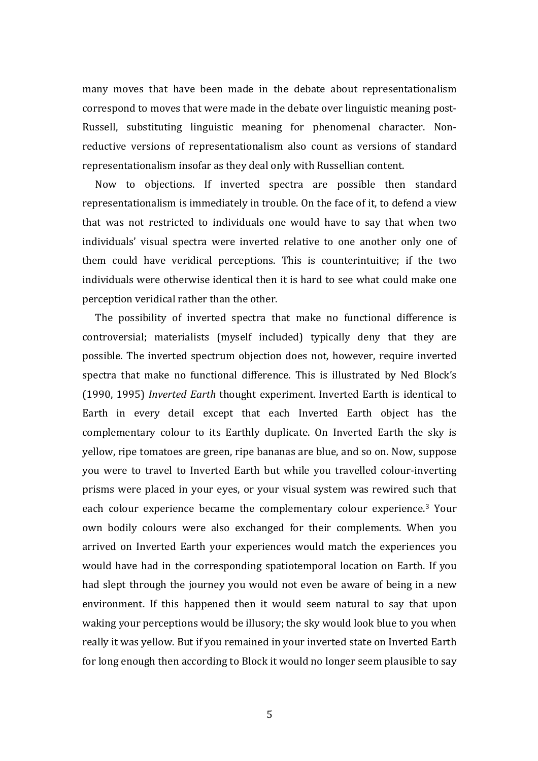many moves that have been made in the debate about representationalism correspond to moves that were made in the debate over linguistic meaning post-Russell, substituting linguistic meaning for phenomenal character. Non-reductive versions of representationalism also count as versions of standard representationalism insofar as they deal only with Russellian content.

Now to objections. If inverted spectra are possible then standard representationalism is immediately in trouble. On the face of it, to defend a view that was not restricted to individuals one would have to say that when two individuals' visual spectra were inverted relative to one another only one of them could have veridical perceptions. This is counterintuitive; if the two individuals were otherwise identical then it is hard to see what could make one perception veridical rather than the other.

The possibility of inverted spectra that make no functional difference is controversial; materialists (myself included) typically deny that they are possible. The inverted spectrum objection does not, however, require inverted spectra that make no functional difference. This is illustrated by Ned Block's (1990, 1995) *Inverted Earth* thought experiment. Inverted Earth is identical to Earth in every detail except that each Inverted Earth object has the complementary colour to its Earthly duplicate. On Inverted Earth the sky is yellow, ripe tomatoes are green, ripe bananas are blue, and so on. Now, suppose you were to travel to Inverted Earth but while you travelled colour-inverting prisms were placed in your eyes, or your visual system was rewired such that each colour experience became the complementary colour experience.[3] Your own bodily colours were also exchanged for their complements. When you arrived on Inverted Earth your experiences would match the experiences you would have had in the corresponding spatiotemporal location on Earth. If you had slept through the journey you would not even be aware of being in a new environment. If this happened then it would seem natural to say that upon waking your perceptions would be illusory; the sky would look blue to you when really it was yellow. But if you remained in your inverted state on Inverted Earth for long enough then according to Block it would no longer seem plausible to say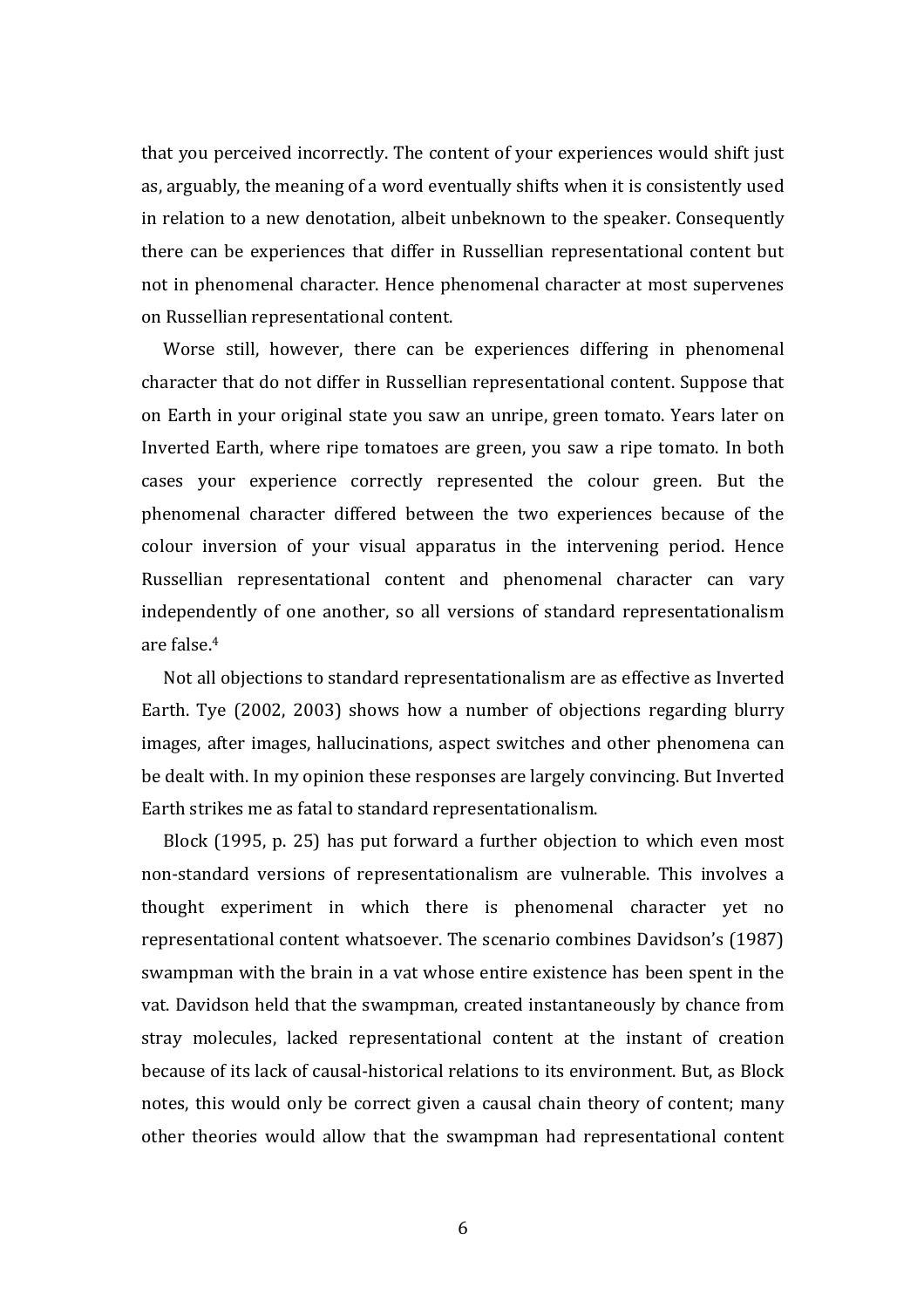that you perceived incorrectly. The content of your experiences would shift just as, arguably, the meaning of a word eventually shifts when it is consistently used in relation to a new denotation, albeit unbeknown to the speaker. Consequently there can be experiences that differ in Russellian representational content but not in phenomenal character. Hence phenomenal character at most supervenes on Russellian representational content.

Worse still, however, there can be experiences differing in phenomenal character that do not differ in Russellian representational content. Suppose that on Earth in your original state you saw an unripe, green tomato. Years later on Inverted Earth, where ripe tomatoes are green, you saw a ripe tomato. In both cases your experience correctly represented the colour green. But the phenomenal character differed between the two experiences because of the colour inversion of your visual apparatus in the intervening period. Hence Russellian representational content and phenomenal character can vary independently of one another, so all versions of standard representationalism are false.[4]

Not all objections to standard representationalism are as effective as Inverted Earth. Tye (2002, 2003) shows how a number of objections regarding blurry images, after images, hallucinations, aspect switches and other phenomena can be dealt with. In my opinion these responses are largely convincing. But Inverted Earth strikes me as fatal to standard representationalism.

Block (1995, p. 25) has put forward a further objection to which even most non-standard versions of representationalism are vulnerable. This involves a thought experiment in which there is phenomenal character yet no representational content whatsoever. The scenario combines Davidson's (1987) swampman with the brain in a vat whose entire existence has been spent in the vat. Davidson held that the swampman, created instantaneously by chance from stray molecules, lacked representational content at the instant of creation because of its lack of causal-historical relations to its environment. But, as Block notes, this would only be correct given a causal chain theory of content; many other theories would allow that the swampman had representational content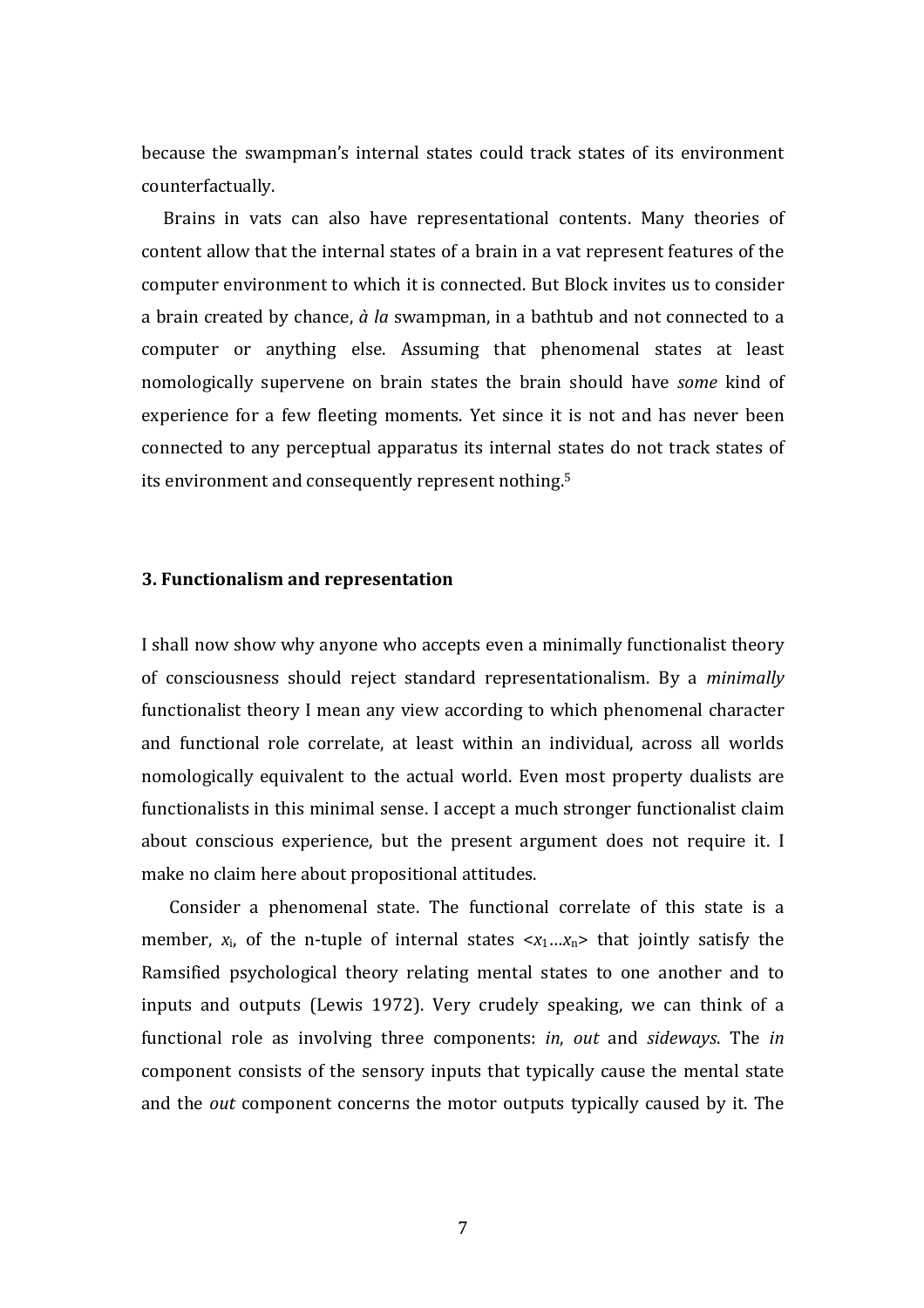because the swampman's internal states could track states of its environment counterfactually.

Brains in vats can also have representational contents. Many theories of content allow that the internal states of a brain in a vat represent features of the computer environment to which it is connected. But Block invites us to consider a brain created by chance, *à la* swampman, in a bathtub and not connected to a computer or anything else. Assuming that phenomenal states at least nomologically supervene on brain states the brain should have *some* kind of experience for a few fleeting moments. Yet since it is not and has never been connected to any perceptual apparatus its internal states do not track states of its environment and consequently represent nothing.[5]

### 3. Functionalism and representation

I shall now show why anyone who accepts even a minimally functionalist theory of consciousness should reject standard representationalism. By a *minimally* functionalist theory I mean any view according to which phenomenal character and functional role correlate, at least within an individual, across all worlds nomologically equivalent to the actual world. Even most property dualists are functionalists in this minimal sense. I accept a much stronger functionalist claim about conscious experience, but the present argument does not require it. I make no claim here about propositional attitudes.

Consider a phenomenal state. The functional correlate of this state is a member, $x_i$, of the n-tuple of internal states $<x_1 \ldots x_n>$ that jointly satisfy the Ramsified psychological theory relating mental states to one another and to inputs and outputs (Lewis 1972). Very crudely speaking, we can think of a functional role as involving three components: *in*, *out* and *sideways*. The *in* component consists of the sensory inputs that typically cause the mental state and the *out* component concerns the motor outputs typically caused by it. The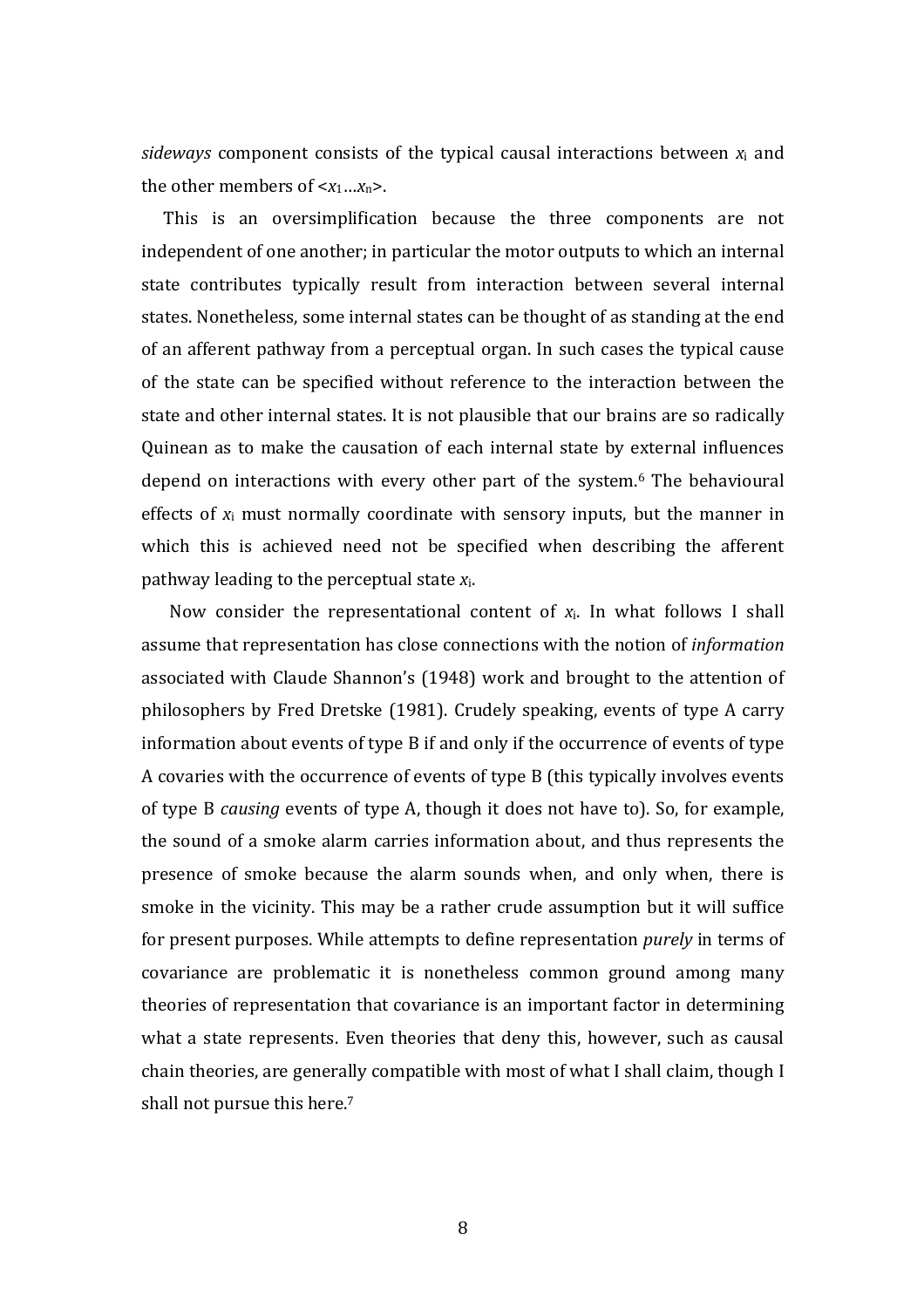*sideways* component consists of the typical causal interactions between $x_i$ and the other members of $<x_1…x_n>$.

This is an oversimplification because the three components are not independent of one another; in particular the motor outputs to which an internal state contributes typically result from interaction between several internal states. Nonetheless, some internal states can be thought of as standing at the end of an afferent pathway from a perceptual organ. In such cases the typical cause of the state can be specified without reference to the interaction between the state and other internal states. It is not plausible that our brains are so radically Quinean as to make the causation of each internal state by external influences depend on interactions with every other part of the system.[6] The behavioural effects of $x_i$ must normally coordinate with sensory inputs, but the manner in which this is achieved need not be specified when describing the afferent pathway leading to the perceptual state $x_i$.

Now consider the representational content of $x_i$. In what follows I shall assume that representation has close connections with the notion of *information* associated with Claude Shannon's (1948) work and brought to the attention of philosophers by Fred Dretske (1981). Crudely speaking, events of type A carry information about events of type B if and only if the occurrence of events of type A covaries with the occurrence of events of type B (this typically involves events of type B *causing* events of type A, though it does not have to). So, for example, the sound of a smoke alarm carries information about, and thus represents the presence of smoke because the alarm sounds when, and only when, there is smoke in the vicinity. This may be a rather crude assumption but it will suffice for present purposes. While attempts to define representation *purely* in terms of covariance are problematic it is nonetheless common ground among many theories of representation that covariance is an important factor in determining what a state represents. Even theories that deny this, however, such as causal chain theories, are generally compatible with most of what I shall claim, though I shall not pursue this here.[7]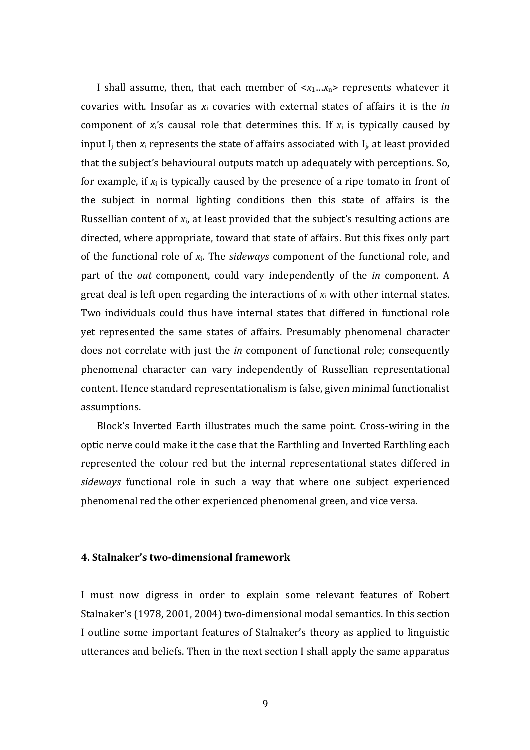I shall assume, then, that each member of $<x_1 \ldots x_n>$ represents whatever it covaries with. Insofar as $x_i$ covaries with external states of affairs it is the *in* component of $x_i$'s causal role that determines this. If $x_i$ is typically caused by input $I_j$ then $x_i$ represents the state of affairs associated with $I_j$, at least provided that the subject's behavioural outputs match up adequately with perceptions. So, for example, if $x_i$ is typically caused by the presence of a ripe tomato in front of the subject in normal lighting conditions then this state of affairs is the Russellian content of $x_i$, at least provided that the subject's resulting actions are directed, where appropriate, toward that state of affairs. But this fixes only part of the functional role of $x_i$. The *sideways* component of the functional role, and part of the *out* component, could vary independently of the *in* component. A great deal is left open regarding the interactions of $x_i$ with other internal states. Two individuals could thus have internal states that differed in functional role yet represented the same states of affairs. Presumably phenomenal character does not correlate with just the *in* component of functional role; consequently phenomenal character can vary independently of Russellian representational content. Hence standard representationalism is false, given minimal functionalist assumptions.

Block's Inverted Earth illustrates much the same point. Cross-wiring in the optic nerve could make it the case that the Earthling and Inverted Earthling each represented the colour red but the internal representational states differed in *sideways* functional role in such a way that where one subject experienced phenomenal red the other experienced phenomenal green, and vice versa.

## 4. Stalnaker's two-dimensional framework

I must now digress in order to explain some relevant features of Robert Stalnaker's (1978, 2001, 2004) two-dimensional modal semantics. In this section I outline some important features of Stalnaker's theory as applied to linguistic utterances and beliefs. Then in the next section I shall apply the same apparatus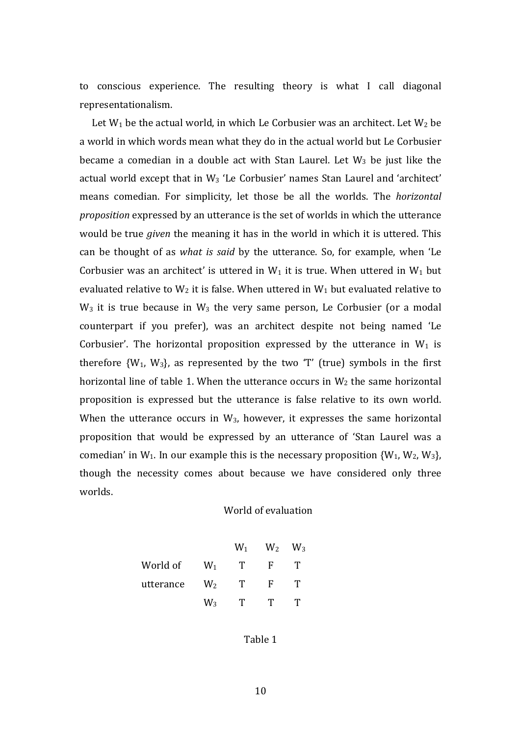to conscious experience. The resulting theory is what I call diagonal representationalism.

Let $W_1$ be the actual world, in which Le Corbusier was an architect. Let $W_2$ be a world in which words mean what they do in the actual world but Le Corbusier became a comedian in a double act with Stan Laurel. Let $W_3$ be just like the actual world except that in $W_3$ 'Le Corbusier' names Stan Laurel and 'architect' means comedian. For simplicity, let those be all the worlds. The *horizontal proposition* expressed by an utterance is the set of worlds in which the utterance would be true *given* the meaning it has in the world in which it is uttered. This can be thought of as *what is said* by the utterance. So, for example, when 'Le Corbusier was an architect' is uttered in $W_1$ it is true. When uttered in $W_1$ but evaluated relative to $W_2$ it is false. When uttered in $W_1$ but evaluated relative to $W_3$ it is true because in $W_3$ the very same person, Le Corbusier (or a modal counterpart if you prefer), was an architect despite not being named 'Le Corbusier'. The horizontal proposition expressed by the utterance in $W_1$ is therefore $\{W_1, W_3\}$, as represented by the two 'T' (true) symbols in the first horizontal line of table 1. When the utterance occurs in $W_2$ the same horizontal proposition is expressed but the utterance is false relative to its own world. When the utterance occurs in $W_3$, however, it expresses the same horizontal proposition that would be expressed by an utterance of 'Stan Laurel was a comedian' in $W_1$. In our example this is the necessary proposition $\{W_1, W_2, W_3\}$, though the necessity comes about because we have considered only three worlds.

| | | World of evaluation | | |
|---|---|---|---|---|
| | | $W_1$ | $W_2$ | $W_3$ |
| World of utterance | $W_1$ | T | F | T |
| | $W_2$ | T | F | T |
| | $W_3$ | T | T | T |

Table 1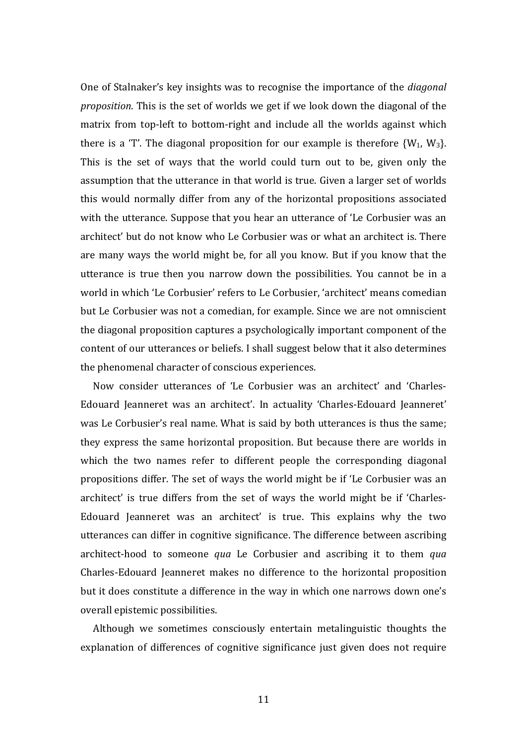One of Stalnaker's key insights was to recognise the importance of the *diagonal proposition*. This is the set of worlds we get if we look down the diagonal of the matrix from top-left to bottom-right and include all the worlds against which there is a 'T'. The diagonal proposition for our example is therefore {$W_1$, $W_3$}. This is the set of ways that the world could turn out to be, given only the assumption that the utterance in that world is true. Given a larger set of worlds this would normally differ from any of the horizontal propositions associated with the utterance. Suppose that you hear an utterance of 'Le Corbusier was an architect' but do not know who Le Corbusier was or what an architect is. There are many ways the world might be, for all you know. But if you know that the utterance is true then you narrow down the possibilities. You cannot be in a world in which 'Le Corbusier' refers to Le Corbusier, 'architect' means comedian but Le Corbusier was not a comedian, for example. Since we are not omniscient the diagonal proposition captures a psychologically important component of the content of our utterances or beliefs. I shall suggest below that it also determines the phenomenal character of conscious experiences.

Now consider utterances of 'Le Corbusier was an architect' and 'Charles-Edouard Jeanneret was an architect'. In actuality 'Charles-Edouard Jeanneret' was Le Corbusier's real name. What is said by both utterances is thus the same; they express the same horizontal proposition. But because there are worlds in which the two names refer to different people the corresponding diagonal propositions differ. The set of ways the world might be if 'Le Corbusier was an architect' is true differs from the set of ways the world might be if 'Charles-Edouard Jeanneret was an architect' is true. This explains why the two utterances can differ in cognitive significance. The difference between ascribing architect-hood to someone *qua* Le Corbusier and ascribing it to them *qua* Charles-Edouard Jeanneret makes no difference to the horizontal proposition but it does constitute a difference in the way in which one narrows down one's overall epistemic possibilities.

Although we sometimes consciously entertain metalinguistic thoughts the explanation of differences of cognitive significance just given does not require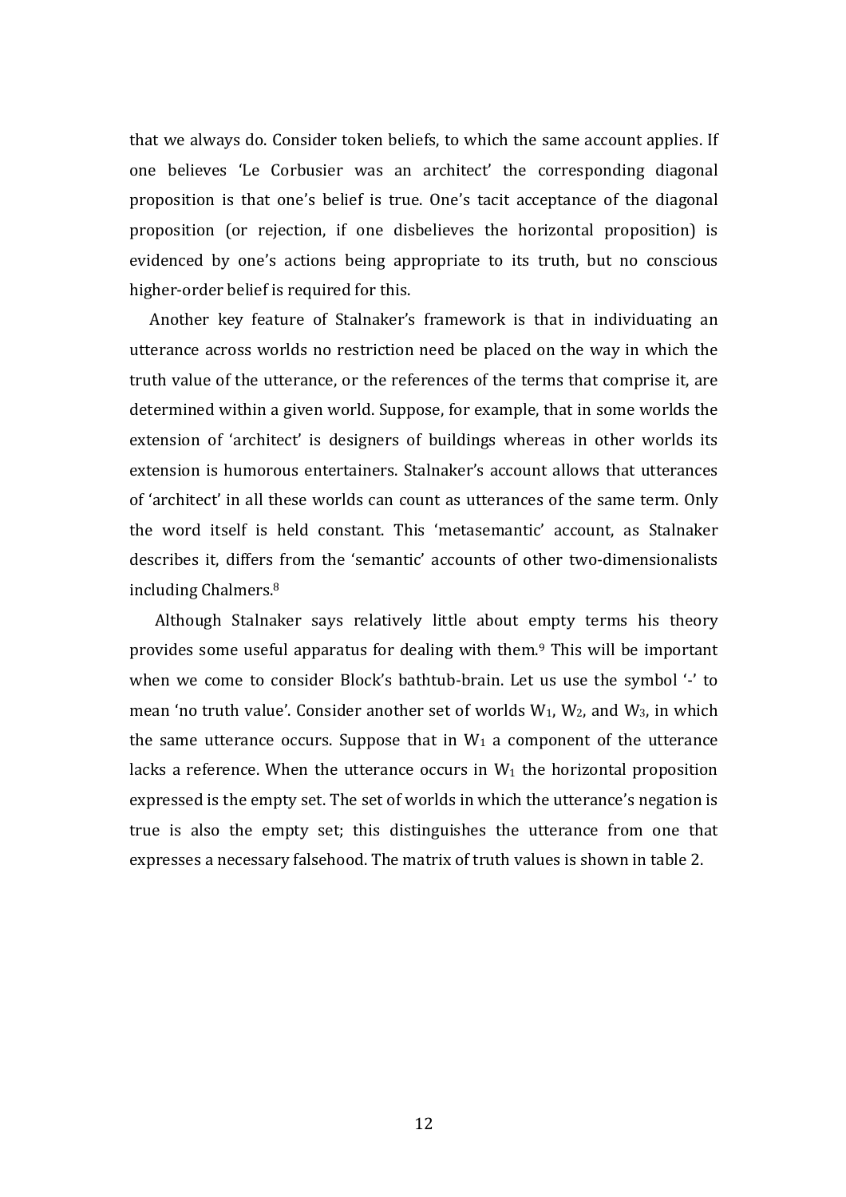that we always do. Consider token beliefs, to which the same account applies. If one believes 'Le Corbusier was an architect' the corresponding diagonal proposition is that one's belief is true. One's tacit acceptance of the diagonal proposition (or rejection, if one disbelieves the horizontal proposition) is evidenced by one's actions being appropriate to its truth, but no conscious higher-order belief is required for this.

Another key feature of Stalnaker's framework is that in individuating an utterance across worlds no restriction need be placed on the way in which the truth value of the utterance, or the references of the terms that comprise it, are determined within a given world. Suppose, for example, that in some worlds the extension of 'architect' is designers of buildings whereas in other worlds its extension is humorous entertainers. Stalnaker's account allows that utterances of 'architect' in all these worlds can count as utterances of the same term. Only the word itself is held constant. This 'metasemantic' account, as Stalnaker describes it, differs from the 'semantic' accounts of other two-dimensionalists including Chalmers.[8]

Although Stalnaker says relatively little about empty terms his theory provides some useful apparatus for dealing with them.[9] This will be important when we come to consider Block's bathtub-brain. Let us use the symbol '-' to mean 'no truth value'. Consider another set of worlds $W_1$, $W_2$, and $W_3$, in which the same utterance occurs. Suppose that in $W_1$ a component of the utterance lacks a reference. When the utterance occurs in $W_1$ the horizontal proposition expressed is the empty set. The set of worlds in which the utterance's negation is true is also the empty set; this distinguishes the utterance from one that expresses a necessary falsehood. The matrix of truth values is shown in table 2.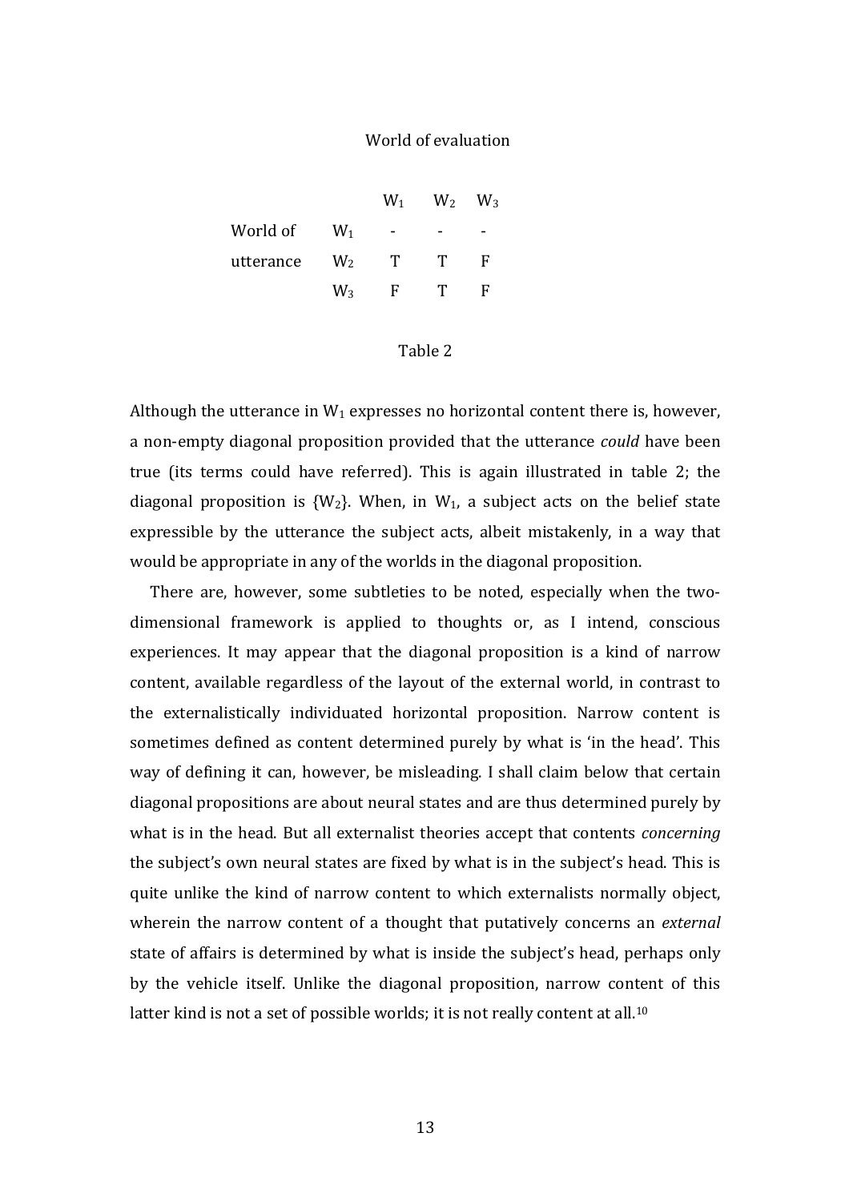| | | World of evaluation | | |
|---|---|---|---|---|
| | | $W_1$ | $W_2$ | $W_3$ |
| World of utterance | $W_1$ | - | - | - |
| | $W_2$ | T | T | F |
| | $W_3$ | F | T | F |

Table 2

Although the utterance in $W_1$ expresses no horizontal content there is, however, a non-empty diagonal proposition provided that the utterance *could* have been true (its terms could have referred). This is again illustrated in table 2; the diagonal proposition is $\{W_2\}$. When, in $W_1$, a subject acts on the belief state expressible by the utterance the subject acts, albeit mistakenly, in a way that would be appropriate in any of the worlds in the diagonal proposition.

There are, however, some subtleties to be noted, especially when the two-dimensional framework is applied to thoughts or, as I intend, conscious experiences. It may appear that the diagonal proposition is a kind of narrow content, available regardless of the layout of the external world, in contrast to the externalistically individuated horizontal proposition. Narrow content is sometimes defined as content determined purely by what is 'in the head'. This way of defining it can, however, be misleading. I shall claim below that certain diagonal propositions are about neural states and are thus determined purely by what is in the head. But all externalist theories accept that contents *concerning* the subject's own neural states are fixed by what is in the subject's head. This is quite unlike the kind of narrow content to which externalists normally object, wherein the narrow content of a thought that putatively concerns an *external* state of affairs is determined by what is inside the subject's head, perhaps only by the vehicle itself. Unlike the diagonal proposition, narrow content of this latter kind is not a set of possible worlds; it is not really content at all.[10]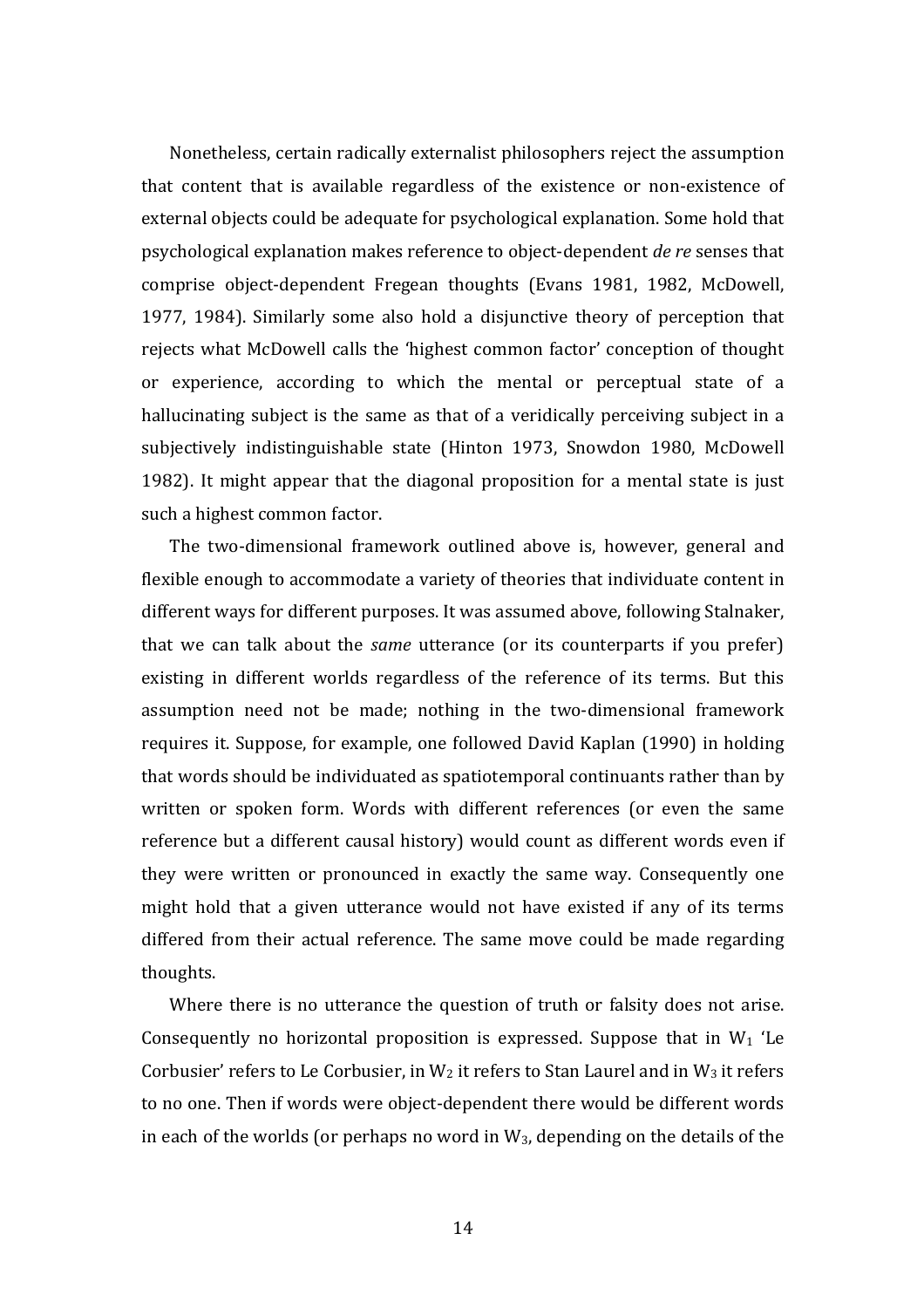Nonetheless, certain radically externalist philosophers reject the assumption that content that is available regardless of the existence or non-existence of external objects could be adequate for psychological explanation. Some hold that psychological explanation makes reference to object-dependent *de re* senses that comprise object-dependent Fregean thoughts (Evans 1981, 1982, McDowell, 1977, 1984). Similarly some also hold a disjunctive theory of perception that rejects what McDowell calls the 'highest common factor' conception of thought or experience, according to which the mental or perceptual state of a hallucinating subject is the same as that of a veridically perceiving subject in a subjectively indistinguishable state (Hinton 1973, Snowdon 1980, McDowell 1982). It might appear that the diagonal proposition for a mental state is just such a highest common factor.

The two-dimensional framework outlined above is, however, general and flexible enough to accommodate a variety of theories that individuate content in different ways for different purposes. It was assumed above, following Stalnaker, that we can talk about the *same* utterance (or its counterparts if you prefer) existing in different worlds regardless of the reference of its terms. But this assumption need not be made; nothing in the two-dimensional framework requires it. Suppose, for example, one followed David Kaplan (1990) in holding that words should be individuated as spatiotemporal continuants rather than by written or spoken form. Words with different references (or even the same reference but a different causal history) would count as different words even if they were written or pronounced in exactly the same way. Consequently one might hold that a given utterance would not have existed if any of its terms differed from their actual reference. The same move could be made regarding thoughts.

Where there is no utterance the question of truth or falsity does not arise. Consequently no horizontal proposition is expressed. Suppose that in $W_1$ 'Le Corbusier' refers to Le Corbusier, in $W_2$ it refers to Stan Laurel and in $W_3$ it refers to no one. Then if words were object-dependent there would be different words in each of the worlds (or perhaps no word in $W_3$, depending on the details of the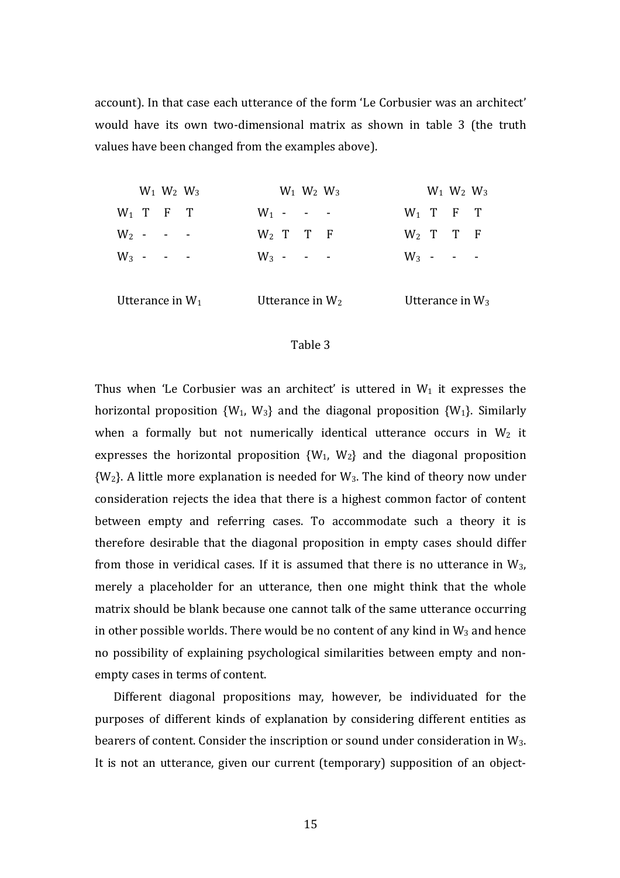account). In that case each utterance of the form 'Le Corbusier was an architect' would have its own two-dimensional matrix as shown in table 3 (the truth values have been changed from the examples above).

| | $W_1$ | $W_2$ | $W_3$ |
|---|---|---|---|
| $W_1$ | T | F | T |
| $W_2$ | - | - | - |
| $W_3$ | - | - | - |

Utterance in $W_1$

| | $W_1$ | $W_2$ | $W_3$ |
|---|---|---|---|
| $W_1$ | - | - | - |
| $W_2$ | T | T | F |
| $W_3$ | - | - | - |

Utterance in $W_2$

| | $W_1$ | $W_2$ | $W_3$ |
|---|---|---|---|
| $W_1$ | T | F | T |
| $W_2$ | T | T | F |
| $W_3$ | - | - | - |

Utterance in $W_3$

Table 3

Thus when 'Le Corbusier was an architect' is uttered in $W_1$ it expresses the horizontal proposition $\{W_1, W_3\}$ and the diagonal proposition $\{W_1\}$. Similarly when a formally but not numerically identical utterance occurs in $W_2$ it expresses the horizontal proposition $\{W_1, W_2\}$ and the diagonal proposition $\{W_2\}$. A little more explanation is needed for $W_3$. The kind of theory now under consideration rejects the idea that there is a highest common factor of content between empty and referring cases. To accommodate such a theory it is therefore desirable that the diagonal proposition in empty cases should differ from those in veridical cases. If it is assumed that there is no utterance in $W_3$, merely a placeholder for an utterance, then one might think that the whole matrix should be blank because one cannot talk of the same utterance occurring in other possible worlds. There would be no content of any kind in $W_3$ and hence no possibility of explaining psychological similarities between empty and non-empty cases in terms of content.

Different diagonal propositions may, however, be individuated for the purposes of different kinds of explanation by considering different entities as bearers of content. Consider the inscription or sound under consideration in $W_3$. It is not an utterance, given our current (temporary) supposition of an object-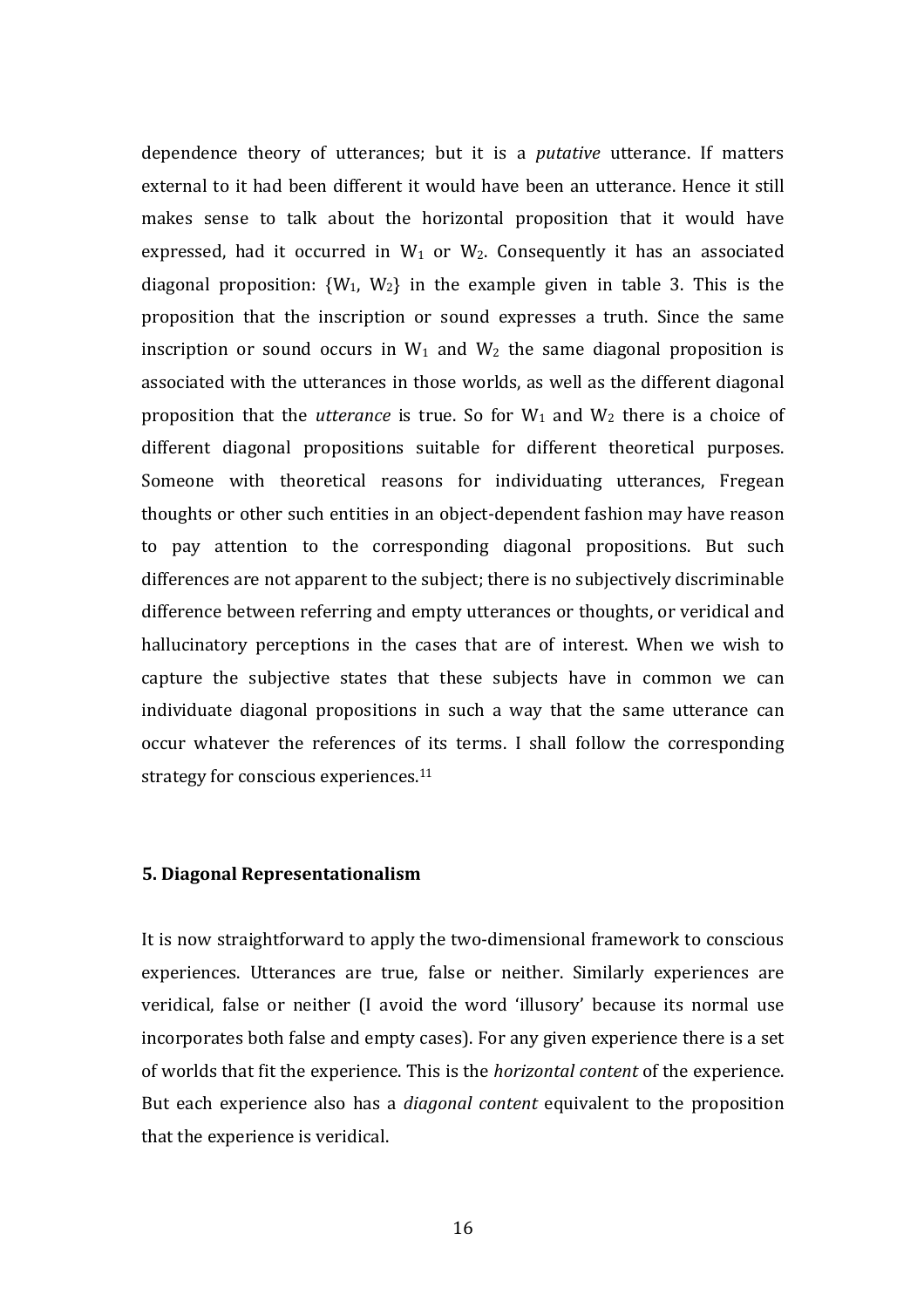dependence theory of utterances; but it is a *putative* utterance. If matters external to it had been different it would have been an utterance. Hence it still makes sense to talk about the horizontal proposition that it would have expressed, had it occurred in $W_1$ or $W_2$. Consequently it has an associated diagonal proposition: $\{W_1, W_2\}$ in the example given in table 3. This is the proposition that the inscription or sound expresses a truth. Since the same inscription or sound occurs in $W_1$ and $W_2$ the same diagonal proposition is associated with the utterances in those worlds, as well as the different diagonal proposition that the *utterance* is true. So for $W_1$ and $W_2$ there is a choice of different diagonal propositions suitable for different theoretical purposes. Someone with theoretical reasons for individuating utterances, Fregean thoughts or other such entities in an object-dependent fashion may have reason to pay attention to the corresponding diagonal propositions. But such differences are not apparent to the subject; there is no subjectively discriminable difference between referring and empty utterances or thoughts, or veridical and hallucinatory perceptions in the cases that are of interest. When we wish to capture the subjective states that these subjects have in common we can individuate diagonal propositions in such a way that the same utterance can occur whatever the references of its terms. I shall follow the corresponding strategy for conscious experiences.[11]

## 5. Diagonal Representationalism

It is now straightforward to apply the two-dimensional framework to conscious experiences. Utterances are true, false or neither. Similarly experiences are veridical, false or neither (I avoid the word 'illusory' because its normal use incorporates both false and empty cases). For any given experience there is a set of worlds that fit the experience. This is the *horizontal content* of the experience. But each experience also has a *diagonal content* equivalent to the proposition that the experience is veridical.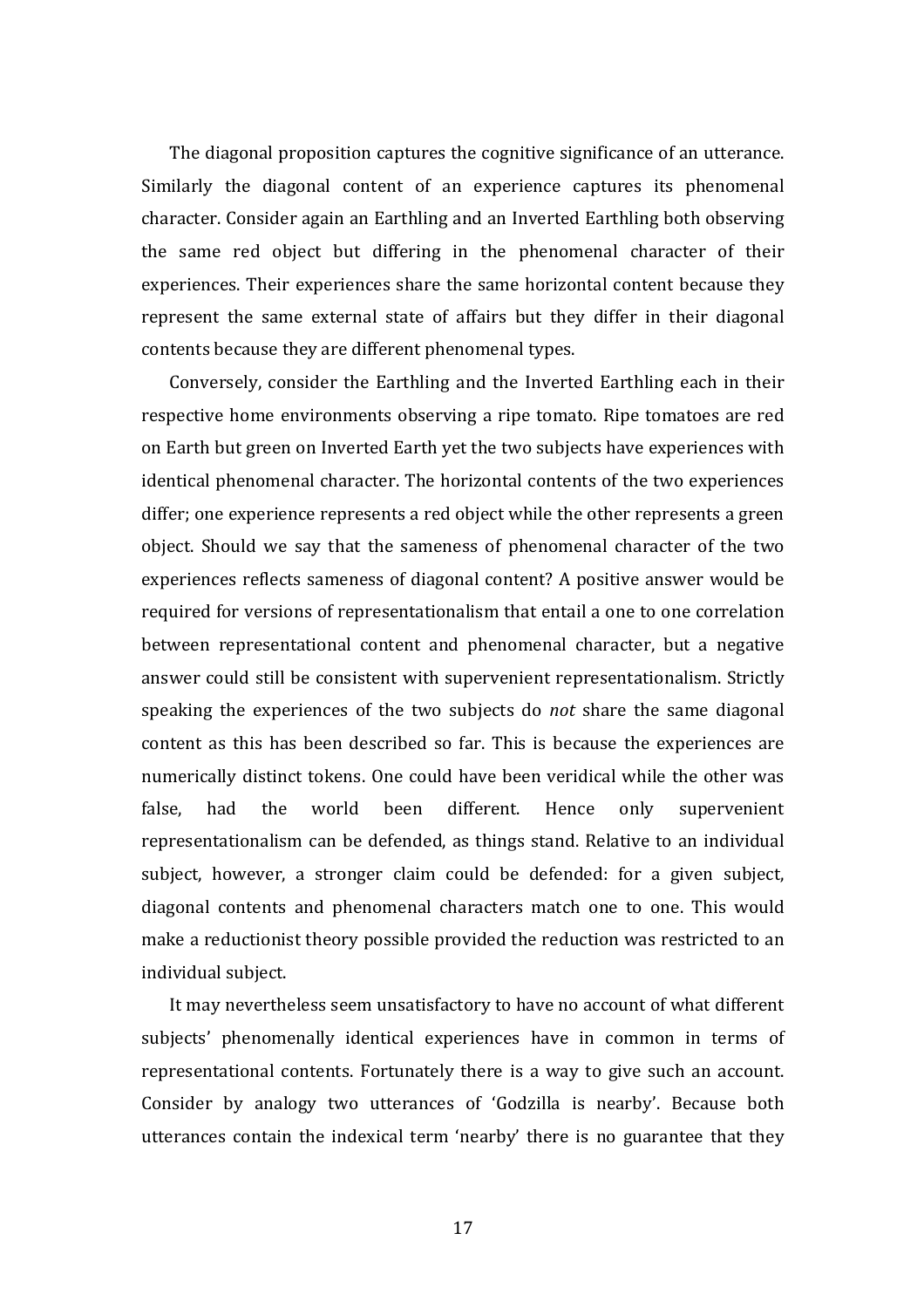The diagonal proposition captures the cognitive significance of an utterance. Similarly the diagonal content of an experience captures its phenomenal character. Consider again an Earthling and an Inverted Earthling both observing the same red object but differing in the phenomenal character of their experiences. Their experiences share the same horizontal content because they represent the same external state of affairs but they differ in their diagonal contents because they are different phenomenal types.

Conversely, consider the Earthling and the Inverted Earthling each in their respective home environments observing a ripe tomato. Ripe tomatoes are red on Earth but green on Inverted Earth yet the two subjects have experiences with identical phenomenal character. The horizontal contents of the two experiences differ; one experience represents a red object while the other represents a green object. Should we say that the sameness of phenomenal character of the two experiences reflects sameness of diagonal content? A positive answer would be required for versions of representationalism that entail a one to one correlation between representational content and phenomenal character, but a negative answer could still be consistent with supervenient representationalism. Strictly speaking the experiences of the two subjects do *not* share the same diagonal content as this has been described so far. This is because the experiences are numerically distinct tokens. One could have been veridical while the other was false, had the world been different. Hence only supervenient representationalism can be defended, as things stand. Relative to an individual subject, however, a stronger claim could be defended: for a given subject, diagonal contents and phenomenal characters match one to one. This would make a reductionist theory possible provided the reduction was restricted to an individual subject.

It may nevertheless seem unsatisfactory to have no account of what different subjects' phenomenally identical experiences have in common in terms of representational contents. Fortunately there is a way to give such an account. Consider by analogy two utterances of 'Godzilla is nearby'. Because both utterances contain the indexical term 'nearby' there is no guarantee that they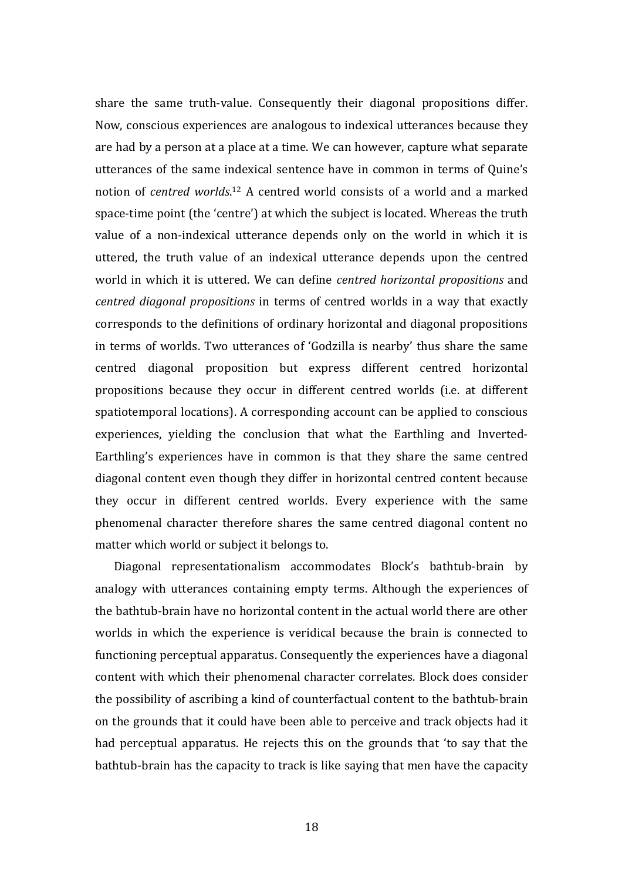share the same truth-value. Consequently their diagonal propositions differ. Now, conscious experiences are analogous to indexical utterances because they are had by a person at a place at a time. We can however, capture what separate utterances of the same indexical sentence have in common in terms of Quine's notion of *centred worlds*.[12] A centred world consists of a world and a marked space-time point (the 'centre') at which the subject is located. Whereas the truth value of a non-indexical utterance depends only on the world in which it is uttered, the truth value of an indexical utterance depends upon the centred world in which it is uttered. We can define *centred horizontal propositions* and *centred diagonal propositions* in terms of centred worlds in a way that exactly corresponds to the definitions of ordinary horizontal and diagonal propositions in terms of worlds. Two utterances of 'Godzilla is nearby' thus share the same centred diagonal proposition but express different centred horizontal propositions because they occur in different centred worlds (i.e. at different spatiotemporal locations). A corresponding account can be applied to conscious experiences, yielding the conclusion that what the Earthling and Inverted-Earthling's experiences have in common is that they share the same centred diagonal content even though they differ in horizontal centred content because they occur in different centred worlds. Every experience with the same phenomenal character therefore shares the same centred diagonal content no matter which world or subject it belongs to.

Diagonal representationalism accommodates Block's bathtub-brain by analogy with utterances containing empty terms. Although the experiences of the bathtub-brain have no horizontal content in the actual world there are other worlds in which the experience is veridical because the brain is connected to functioning perceptual apparatus. Consequently the experiences have a diagonal content with which their phenomenal character correlates. Block does consider the possibility of ascribing a kind of counterfactual content to the bathtub-brain on the grounds that it could have been able to perceive and track objects had it had perceptual apparatus. He rejects this on the grounds that 'to say that the bathtub-brain has the capacity to track is like saying that men have the capacity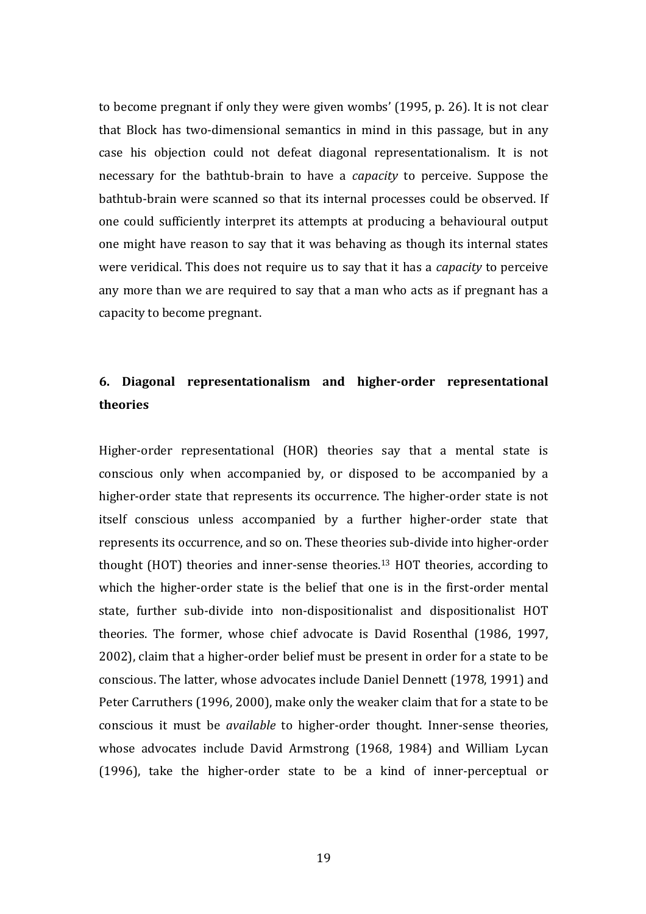to become pregnant if only they were given wombs' (1995, p. 26). It is not clear that Block has two-dimensional semantics in mind in this passage, but in any case his objection could not defeat diagonal representationalism. It is not necessary for the bathtub-brain to have a *capacity* to perceive. Suppose the bathtub-brain were scanned so that its internal processes could be observed. If one could sufficiently interpret its attempts at producing a behavioural output one might have reason to say that it was behaving as though its internal states were veridical. This does not require us to say that it has a *capacity* to perceive any more than we are required to say that a man who acts as if pregnant has a capacity to become pregnant.

## 6. Diagonal representationalism and higher-order representational theories

Higher-order representational (HOR) theories say that a mental state is conscious only when accompanied by, or disposed to be accompanied by a higher-order state that represents its occurrence. The higher-order state is not itself conscious unless accompanied by a further higher-order state that represents its occurrence, and so on. These theories sub-divide into higher-order thought (HOT) theories and inner-sense theories.[13] HOT theories, according to which the higher-order state is the belief that one is in the first-order mental state, further sub-divide into non-dispositionalist and dispositionalist HOT theories. The former, whose chief advocate is David Rosenthal (1986, 1997, 2002), claim that a higher-order belief must be present in order for a state to be conscious. The latter, whose advocates include Daniel Dennett (1978, 1991) and Peter Carruthers (1996, 2000), make only the weaker claim that for a state to be conscious it must be *available* to higher-order thought. Inner-sense theories, whose advocates include David Armstrong (1968, 1984) and William Lycan (1996), take the higher-order state to be a kind of inner-perceptual or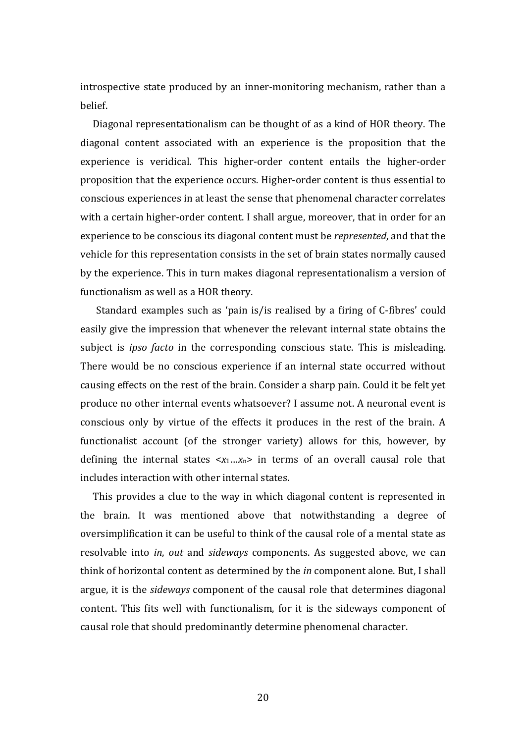introspective state produced by an inner-monitoring mechanism, rather than a belief.

Diagonal representationalism can be thought of as a kind of HOR theory. The diagonal content associated with an experience is the proposition that the experience is veridical. This higher-order content entails the higher-order proposition that the experience occurs. Higher-order content is thus essential to conscious experiences in at least the sense that phenomenal character correlates with a certain higher-order content. I shall argue, moreover, that in order for an experience to be conscious its diagonal content must be *represented*, and that the vehicle for this representation consists in the set of brain states normally caused by the experience. This in turn makes diagonal representationalism a version of functionalism as well as a HOR theory.

Standard examples such as 'pain is/is realised by a firing of C-fibres' could easily give the impression that whenever the relevant internal state obtains the subject is *ipso facto* in the corresponding conscious state. This is misleading. There would be no conscious experience if an internal state occurred without causing effects on the rest of the brain. Consider a sharp pain. Could it be felt yet produce no other internal events whatsoever? I assume not. A neuronal event is conscious only by virtue of the effects it produces in the rest of the brain. A functionalist account (of the stronger variety) allows for this, however, by defining the internal states $<x_1 \ldots x_n>$ in terms of an overall causal role that includes interaction with other internal states.

This provides a clue to the way in which diagonal content is represented in the brain. It was mentioned above that notwithstanding a degree of oversimplification it can be useful to think of the causal role of a mental state as resolvable into *in*, *out* and *sideways* components. As suggested above, we can think of horizontal content as determined by the *in* component alone. But, I shall argue, it is the *sideways* component of the causal role that determines diagonal content. This fits well with functionalism, for it is the sideways component of causal role that should predominantly determine phenomenal character.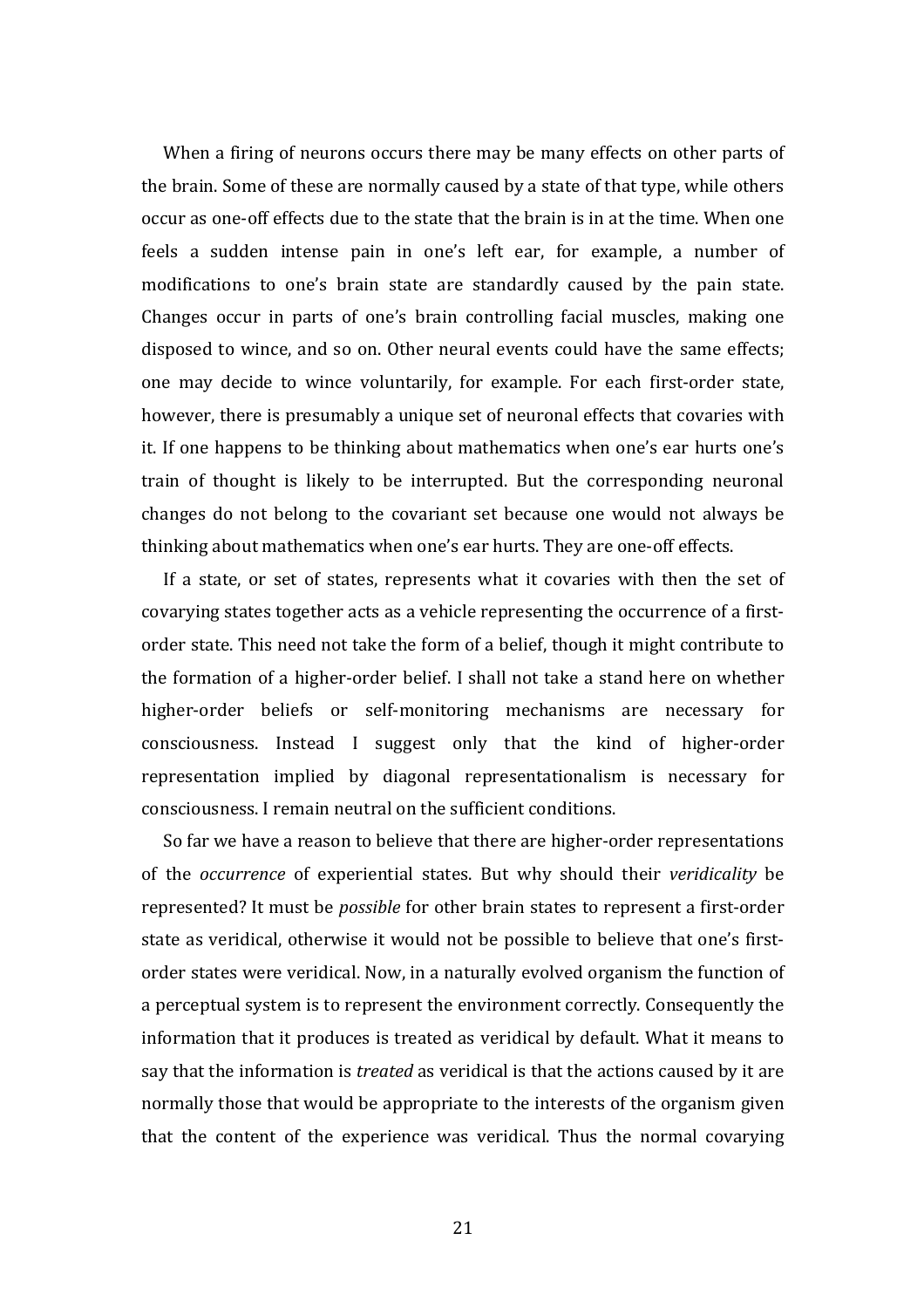When a firing of neurons occurs there may be many effects on other parts of the brain. Some of these are normally caused by a state of that type, while others occur as one-off effects due to the state that the brain is in at the time. When one feels a sudden intense pain in one's left ear, for example, a number of modifications to one's brain state are standardly caused by the pain state. Changes occur in parts of one's brain controlling facial muscles, making one disposed to wince, and so on. Other neural events could have the same effects; one may decide to wince voluntarily, for example. For each first-order state, however, there is presumably a unique set of neuronal effects that covaries with it. If one happens to be thinking about mathematics when one's ear hurts one's train of thought is likely to be interrupted. But the corresponding neuronal changes do not belong to the covariant set because one would not always be thinking about mathematics when one's ear hurts. They are one-off effects.

If a state, or set of states, represents what it covaries with then the set of covarying states together acts as a vehicle representing the occurrence of a first-order state. This need not take the form of a belief, though it might contribute to the formation of a higher-order belief. I shall not take a stand here on whether higher-order beliefs or self-monitoring mechanisms are necessary for consciousness. Instead I suggest only that the kind of higher-order representation implied by diagonal representationalism is necessary for consciousness. I remain neutral on the sufficient conditions.

So far we have a reason to believe that there are higher-order representations of the *occurrence* of experiential states. But why should their *veridicality* be represented? It must be *possible* for other brain states to represent a first-order state as veridical, otherwise it would not be possible to believe that one's first-order states were veridical. Now, in a naturally evolved organism the function of a perceptual system is to represent the environment correctly. Consequently the information that it produces is treated as veridical by default. What it means to say that the information is *treated* as veridical is that the actions caused by it are normally those that would be appropriate to the interests of the organism given that the content of the experience was veridical. Thus the normal covarying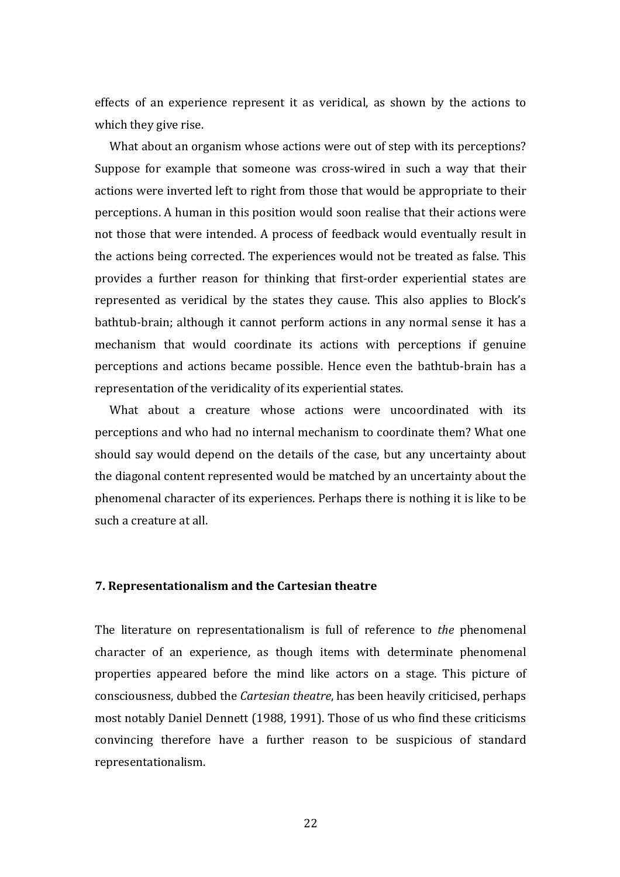effects of an experience represent it as veridical, as shown by the actions to which they give rise.

What about an organism whose actions were out of step with its perceptions? Suppose for example that someone was cross-wired in such a way that their actions were inverted left to right from those that would be appropriate to their perceptions. A human in this position would soon realise that their actions were not those that were intended. A process of feedback would eventually result in the actions being corrected. The experiences would not be treated as false. This provides a further reason for thinking that first-order experiential states are represented as veridical by the states they cause. This also applies to Block's bathtub-brain; although it cannot perform actions in any normal sense it has a mechanism that would coordinate its actions with perceptions if genuine perceptions and actions became possible. Hence even the bathtub-brain has a representation of the veridicality of its experiential states.

What about a creature whose actions were uncoordinated with its perceptions and who had no internal mechanism to coordinate them? What one should say would depend on the details of the case, but any uncertainty about the diagonal content represented would be matched by an uncertainty about the phenomenal character of its experiences. Perhaps there is nothing it is like to be such a creature at all.

### 7. Representationalism and the Cartesian theatre

The literature on representationalism is full of reference to *the* phenomenal character of an experience, as though items with determinate phenomenal properties appeared before the mind like actors on a stage. This picture of consciousness, dubbed the *Cartesian theatre*, has been heavily criticised, perhaps most notably Daniel Dennett (1988, 1991). Those of us who find these criticisms convincing therefore have a further reason to be suspicious of standard representationalism.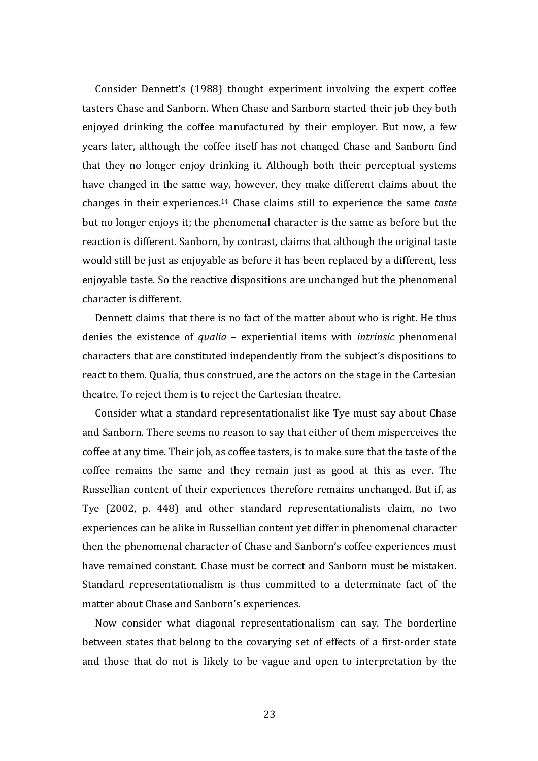Consider Dennett's (1988) thought experiment involving the expert coffee tasters Chase and Sanborn. When Chase and Sanborn started their job they both enjoyed drinking the coffee manufactured by their employer. But now, a few years later, although the coffee itself has not changed Chase and Sanborn find that they no longer enjoy drinking it. Although both their perceptual systems have changed in the same way, however, they make different claims about the changes in their experiences.[14] Chase claims still to experience the same *taste* but no longer enjoys it; the phenomenal character is the same as before but the reaction is different. Sanborn, by contrast, claims that although the original taste would still be just as enjoyable as before it has been replaced by a different, less enjoyable taste. So the reactive dispositions are unchanged but the phenomenal character is different.

Dennett claims that there is no fact of the matter about who is right. He thus denies the existence of *qualia* – experiential items with *intrinsic* phenomenal characters that are constituted independently from the subject's dispositions to react to them. Qualia, thus construed, are the actors on the stage in the Cartesian theatre. To reject them is to reject the Cartesian theatre.

Consider what a standard representationalist like Tye must say about Chase and Sanborn. There seems no reason to say that either of them misperceives the coffee at any time. Their job, as coffee tasters, is to make sure that the taste of the coffee remains the same and they remain just as good at this as ever. The Russellian content of their experiences therefore remains unchanged. But if, as Tye (2002, p. 448) and other standard representationalists claim, no two experiences can be alike in Russellian content yet differ in phenomenal character then the phenomenal character of Chase and Sanborn's coffee experiences must have remained constant. Chase must be correct and Sanborn must be mistaken. Standard representationalism is thus committed to a determinate fact of the matter about Chase and Sanborn's experiences.

Now consider what diagonal representationalism can say. The borderline between states that belong to the covarying set of effects of a first-order state and those that do not is likely to be vague and open to interpretation by the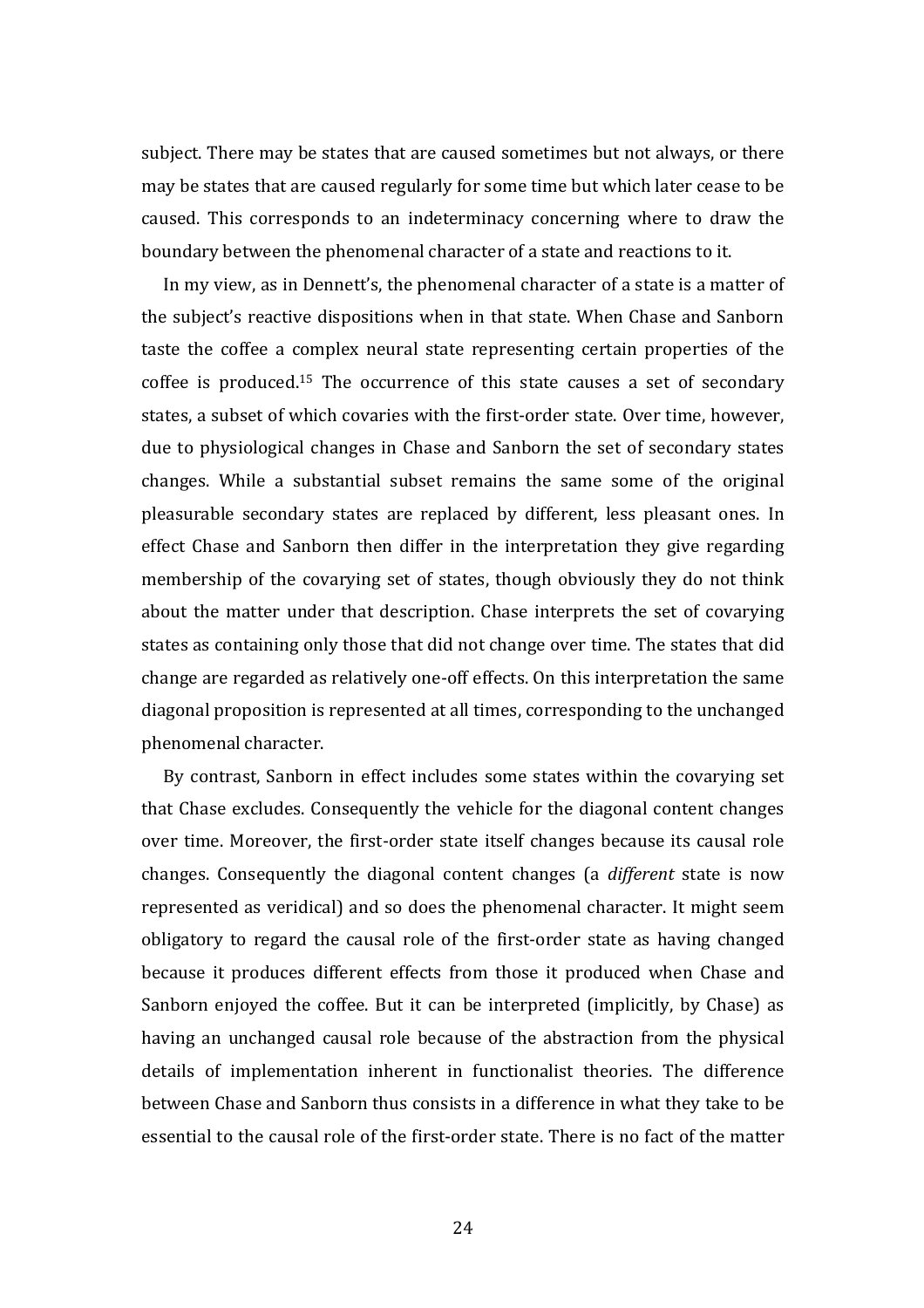subject. There may be states that are caused sometimes but not always, or there may be states that are caused regularly for some time but which later cease to be caused. This corresponds to an indeterminacy concerning where to draw the boundary between the phenomenal character of a state and reactions to it.

In my view, as in Dennett's, the phenomenal character of a state is a matter of the subject's reactive dispositions when in that state. When Chase and Sanborn taste the coffee a complex neural state representing certain properties of the coffee is produced.[15] The occurrence of this state causes a set of secondary states, a subset of which covaries with the first-order state. Over time, however, due to physiological changes in Chase and Sanborn the set of secondary states changes. While a substantial subset remains the same some of the original pleasurable secondary states are replaced by different, less pleasant ones. In effect Chase and Sanborn then differ in the interpretation they give regarding membership of the covarying set of states, though obviously they do not think about the matter under that description. Chase interprets the set of covarying states as containing only those that did not change over time. The states that did change are regarded as relatively one-off effects. On this interpretation the same diagonal proposition is represented at all times, corresponding to the unchanged phenomenal character.

By contrast, Sanborn in effect includes some states within the covarying set that Chase excludes. Consequently the vehicle for the diagonal content changes over time. Moreover, the first-order state itself changes because its causal role changes. Consequently the diagonal content changes (a *different* state is now represented as veridical) and so does the phenomenal character. It might seem obligatory to regard the causal role of the first-order state as having changed because it produces different effects from those it produced when Chase and Sanborn enjoyed the coffee. But it can be interpreted (implicitly, by Chase) as having an unchanged causal role because of the abstraction from the physical details of implementation inherent in functionalist theories. The difference between Chase and Sanborn thus consists in a difference in what they take to be essential to the causal role of the first-order state. There is no fact of the matter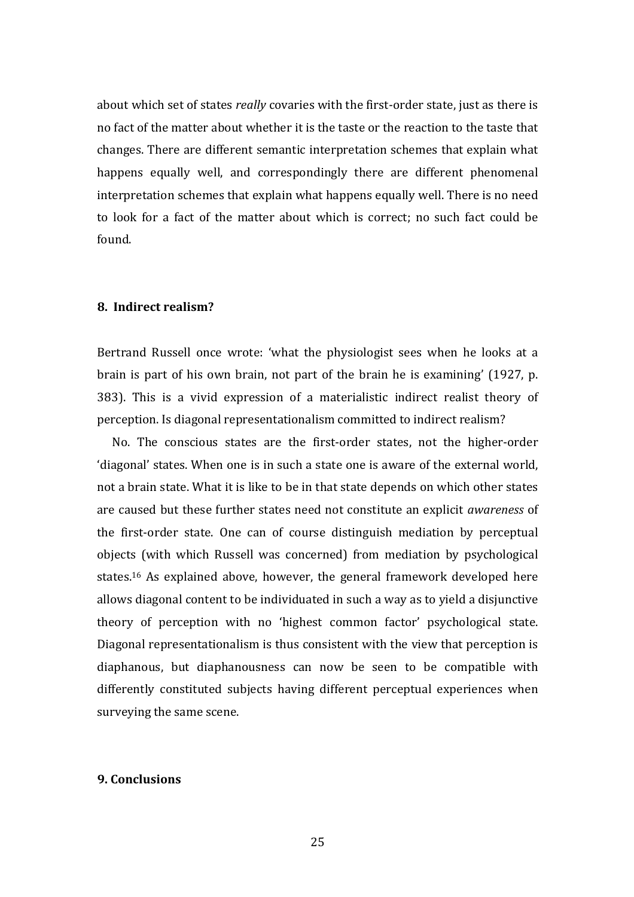about which set of states *really* covaries with the first-order state, just as there is no fact of the matter about whether it is the taste or the reaction to the taste that changes. There are different semantic interpretation schemes that explain what happens equally well, and correspondingly there are different phenomenal interpretation schemes that explain what happens equally well. There is no need to look for a fact of the matter about which is correct; no such fact could be found.

## 8. Indirect realism?

Bertrand Russell once wrote: 'what the physiologist sees when he looks at a brain is part of his own brain, not part of the brain he is examining' (1927, p. 383). This is a vivid expression of a materialistic indirect realist theory of perception. Is diagonal representationalism committed to indirect realism?

No. The conscious states are the first-order states, not the higher-order 'diagonal' states. When one is in such a state one is aware of the external world, not a brain state. What it is like to be in that state depends on which other states are caused but these further states need not constitute an explicit *awareness* of the first-order state. One can of course distinguish mediation by perceptual objects (with which Russell was concerned) from mediation by psychological states.[16] As explained above, however, the general framework developed here allows diagonal content to be individuated in such a way as to yield a disjunctive theory of perception with no 'highest common factor' psychological state. Diagonal representationalism is thus consistent with the view that perception is diaphanous, but diaphanousness can now be seen to be compatible with differently constituted subjects having different perceptual experiences when surveying the same scene.

## 9. Conclusions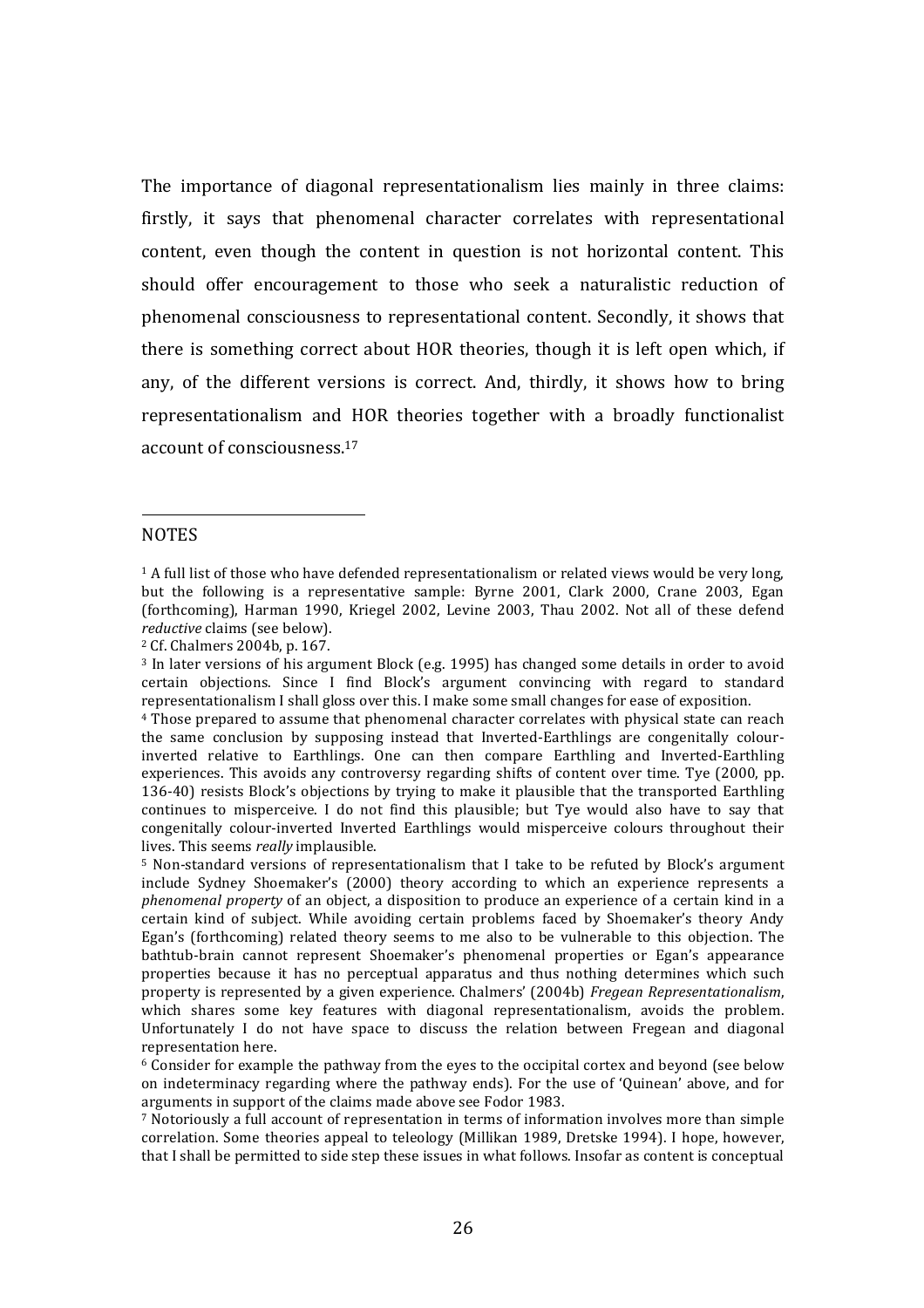The importance of diagonal representationalism lies mainly in three claims: firstly, it says that phenomenal character correlates with representational content, even though the content in question is not horizontal content. This should offer encouragement to those who seek a naturalistic reduction of phenomenal consciousness to representational content. Secondly, it shows that there is something correct about HOR theories, though it is left open which, if any, of the different versions is correct. And, thirdly, it shows how to bring representationalism and HOR theories together with a broadly functionalist account of consciousness.[17]

NOTES

[1] A full list of those who have defended representationalism or related views would be very long, but the following is a representative sample: Byrne 2001, Clark 2000, Crane 2003, Egan (forthcoming), Harman 1990, Kriegel 2002, Levine 2003, Thau 2002. Not all of these defend *reductive* claims (see below).

[2] Cf. Chalmers 2004b, p. 167.

[3] In later versions of his argument Block (e.g. 1995) has changed some details in order to avoid certain objections. Since I find Block's argument convincing with regard to standard representationalism I shall gloss over this. I make some small changes for ease of exposition.

[4] Those prepared to assume that phenomenal character correlates with physical state can reach the same conclusion by supposing instead that Inverted-Earthlings are congenitally colour-inverted relative to Earthlings. One can then compare Earthling and Inverted-Earthling experiences. This avoids any controversy regarding shifts of content over time. Tye (2000, pp. 136-40) resists Block's objections by trying to make it plausible that the transported Earthling continues to misperceive. I do not find this plausible; but Tye would also have to say that congenitally colour-inverted Inverted Earthlings would misperceive colours throughout their lives. This seems *really* implausible.

[5] Non-standard versions of representationalism that I take to be refuted by Block's argument include Sydney Shoemaker's (2000) theory according to which an experience represents a *phenomenal property* of an object, a disposition to produce an experience of a certain kind in a certain kind of subject. While avoiding certain problems faced by Shoemaker's theory Andy Egan's (forthcoming) related theory seems to me also to be vulnerable to this objection. The bathtub-brain cannot represent Shoemaker's phenomenal properties or Egan's appearance properties because it has no perceptual apparatus and thus nothing determines which such property is represented by a given experience. Chalmers' (2004b) *Fregean Representationalism*, which shares some key features with diagonal representationalism, avoids the problem. Unfortunately I do not have space to discuss the relation between Fregean and diagonal representation here.

[6] Consider for example the pathway from the eyes to the occipital cortex and beyond (see below on indeterminacy regarding where the pathway ends). For the use of 'Quinean' above, and for arguments in support of the claims made above see Fodor 1983.

[7] Notoriously a full account of representation in terms of information involves more than simple correlation. Some theories appeal to teleology (Millikan 1989, Dretske 1994). I hope, however, that I shall be permitted to side step these issues in what follows. Insofar as content is conceptual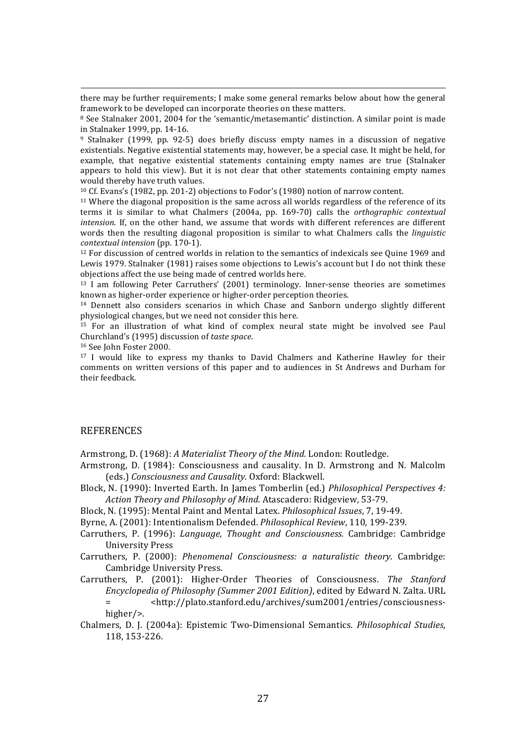there may be further requirements; I make some general remarks below about how the general framework to be developed can incorporate theories on these matters.

[8] See Stalnaker 2001, 2004 for the 'semantic/metasemantic' distinction. A similar point is made in Stalnaker 1999, pp. 14-16.

[9] Stalnaker (1999, pp. 92-5) does briefly discuss empty names in a discussion of negative existentials. Negative existential statements may, however, be a special case. It might be held, for example, that negative existential statements containing empty names are true (Stalnaker appears to hold this view). But it is not clear that other statements containing empty names would thereby have truth values.

[10] Cf. Evans's (1982, pp. 201-2) objections to Fodor's (1980) notion of narrow content.

[11] Where the diagonal proposition is the same across all worlds regardless of the reference of its terms it is similar to what Chalmers (2004a, pp. 169-70) calls the *orthographic contextual intension*. If, on the other hand, we assume that words with different references are different words then the resulting diagonal proposition is similar to what Chalmers calls the *linguistic contextual intension* (pp. 170-1).

[12] For discussion of centred worlds in relation to the semantics of indexicals see Quine 1969 and Lewis 1979. Stalnaker (1981) raises some objections to Lewis's account but I do not think these objections affect the use being made of centred worlds here.

[13] I am following Peter Carruthers' (2001) terminology. Inner-sense theories are sometimes known as higher-order experience or higher-order perception theories.

[14] Dennett also considers scenarios in which Chase and Sanborn undergo slightly different physiological changes, but we need not consider this here.

[15] For an illustration of what kind of complex neural state might be involved see Paul Churchland's (1995) discussion of *taste space*.

[16] See John Foster 2000.

[17] I would like to express my thanks to David Chalmers and Katherine Hawley for their comments on written versions of this paper and to audiences in St Andrews and Durham for their feedback.

## REFERENCES

Armstrong, D. (1968): *A Materialist Theory of the Mind.* London: Routledge.

Armstrong, D. (1984): Consciousness and causality. In D. Armstrong and N. Malcolm (eds.) *Consciousness and Causality*. Oxford: Blackwell.

Block, N. (1990): Inverted Earth. In James Tomberlin (ed.) *Philosophical Perspectives 4: Action Theory and Philosophy of Mind*. Atascadero: Ridgeview, 53-79.

Block, N. (1995): Mental Paint and Mental Latex. *Philosophical Issues*, 7, 19-49.

Byrne, A. (2001): Intentionalism Defended. *Philosophical Review*, 110, 199-239.

Carruthers, P. (1996): *Language, Thought and Consciousness.* Cambridge: Cambridge University Press

Carruthers, P. (2000): *Phenomenal Consciousness: a naturalistic theory*. Cambridge: Cambridge University Press.

Carruthers, P. (2001): Higher-Order Theories of Consciousness. *The Stanford Encyclopedia of Philosophy (Summer 2001 Edition)*, edited by Edward N. Zalta. URL = <http://plato.stanford.edu/archives/sum2001/entries/consciousness-higher/>.

Chalmers, D. J. (2004a): Epistemic Two-Dimensional Semantics. *Philosophical Studies*, 118, 153-226.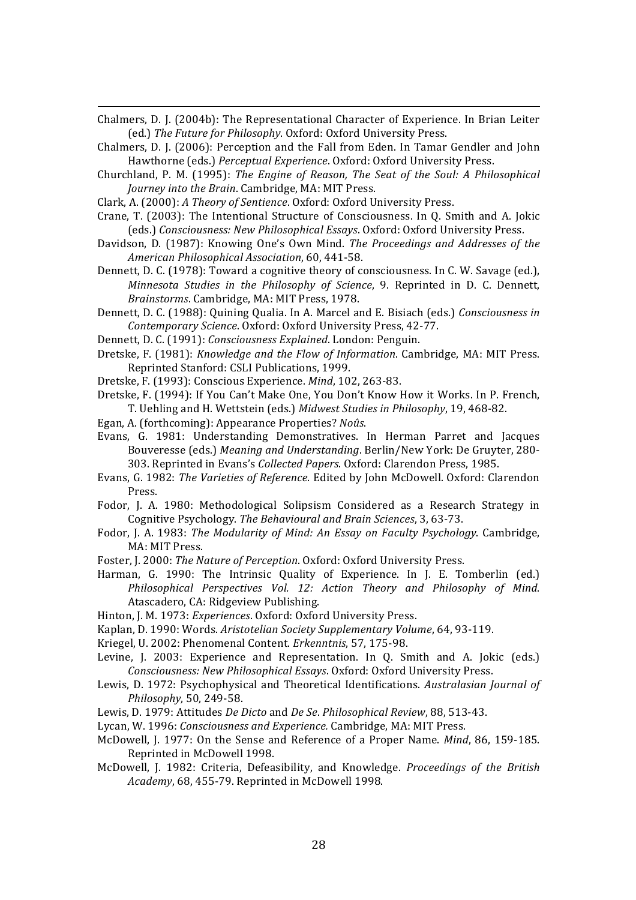Chalmers, D. J. (2004b): The Representational Character of Experience. In Brian Leiter (ed.) *The Future for Philosophy*. Oxford: Oxford University Press.

Chalmers, D. J. (2006): Perception and the Fall from Eden. In Tamar Gendler and John Hawthorne (eds.) *Perceptual Experience*. Oxford: Oxford University Press.

Churchland, P. M. (1995): *The Engine of Reason, The Seat of the Soul: A Philosophical Journey into the Brain*. Cambridge, MA: MIT Press.

Clark, A. (2000): *A Theory of Sentience*. Oxford: Oxford University Press.

Crane, T. (2003): The Intentional Structure of Consciousness. In Q. Smith and A. Jokic (eds.) *Consciousness: New Philosophical Essays*. Oxford: Oxford University Press.

Davidson, D. (1987): Knowing One's Own Mind. *The Proceedings and Addresses of the American Philosophical Association*, 60, 441-58.

Dennett, D. C. (1978): Toward a cognitive theory of consciousness. In C. W. Savage (ed.), *Minnesota Studies in the Philosophy of Science*, 9. Reprinted in D. C. Dennett, *Brainstorms*. Cambridge, MA: MIT Press, 1978.

Dennett, D. C. (1988): Quining Qualia. In A. Marcel and E. Bisiach (eds.) *Consciousness in Contemporary Science*. Oxford: Oxford University Press, 42-77.

Dennett, D. C. (1991): *Consciousness Explained*. London: Penguin.

Dretske, F. (1981): *Knowledge and the Flow of Information*. Cambridge, MA: MIT Press. Reprinted Stanford: CSLI Publications, 1999.

Dretske, F. (1993): Conscious Experience. *Mind*, 102, 263-83.

Dretske, F. (1994): If You Can't Make One, You Don't Know How it Works. In P. French, T. Uehling and H. Wettstein (eds.) *Midwest Studies in Philosophy*, 19, 468-82.

Egan, A. (forthcoming): Appearance Properties? *Noûs*.

Evans, G. 1981: Understanding Demonstratives. In Herman Parret and Jacques Bouveresse (eds.) *Meaning and Understanding*. Berlin/New York: De Gruyter, 280-303. Reprinted in Evans's *Collected Papers*. Oxford: Clarendon Press, 1985.

Evans, G. 1982: *The Varieties of Reference*. Edited by John McDowell. Oxford: Clarendon Press.

Fodor, J. A. 1980: Methodological Solipsism Considered as a Research Strategy in Cognitive Psychology. *The Behavioural and Brain Sciences*, 3, 63-73.

Fodor, J. A. 1983: *The Modularity of Mind: An Essay on Faculty Psychology*. Cambridge, MA: MIT Press.

Foster, J. 2000: *The Nature of Perception*. Oxford: Oxford University Press.

Harman, G. 1990: The Intrinsic Quality of Experience. In J. E. Tomberlin (ed.) *Philosophical Perspectives Vol. 12: Action Theory and Philosophy of Mind*. Atascadero, CA: Ridgeview Publishing.

Hinton, J. M. 1973: *Experiences*. Oxford: Oxford University Press.

Kaplan, D. 1990: Words. *Aristotelian Society Supplementary Volume*, 64, 93-119.

Kriegel, U. 2002: Phenomenal Content. *Erkenntnis*, 57, 175-98.

Levine, J. 2003: Experience and Representation. In Q. Smith and A. Jokic (eds.) *Consciousness: New Philosophical Essays*. Oxford: Oxford University Press.

Lewis, D. 1972: Psychophysical and Theoretical Identifications. *Australasian Journal of Philosophy*, 50, 249-58.

Lewis, D. 1979: Attitudes *De Dicto* and *De Se*. *Philosophical Review*, 88, 513-43.

Lycan, W. 1996: *Consciousness and Experience.* Cambridge, MA: MIT Press.

McDowell, J. 1977: On the Sense and Reference of a Proper Name. *Mind*, 86, 159-185. Reprinted in McDowell 1998.

McDowell, J. 1982: Criteria, Defeasibility, and Knowledge. *Proceedings of the British Academy*, 68, 455-79. Reprinted in McDowell 1998.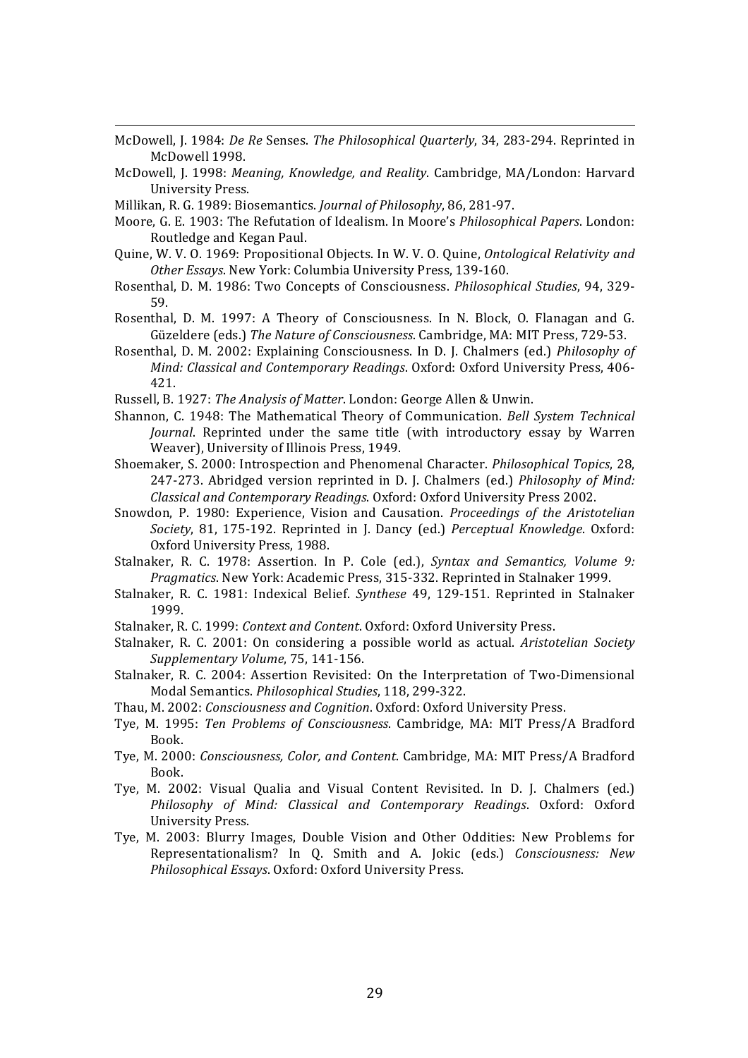McDowell, J. 1984: *De Re* Senses. *The Philosophical Quarterly*, 34, 283-294. Reprinted in McDowell 1998.

McDowell, J. 1998: *Meaning, Knowledge, and Reality*. Cambridge, MA/London: Harvard University Press.

Millikan, R. G. 1989: Biosemantics. *Journal of Philosophy*, 86, 281-97.

Moore, G. E. 1903: The Refutation of Idealism. In Moore's *Philosophical Papers*. London: Routledge and Kegan Paul.

Quine, W. V. O. 1969: Propositional Objects. In W. V. O. Quine, *Ontological Relativity and Other Essays*. New York: Columbia University Press, 139-160.

Rosenthal, D. M. 1986: Two Concepts of Consciousness. *Philosophical Studies*, 94, 329-59.

Rosenthal, D. M. 1997: A Theory of Consciousness. In N. Block, O. Flanagan and G. Güzeldere (eds.) *The Nature of Consciousness*. Cambridge, MA: MIT Press, 729-53.

Rosenthal, D. M. 2002: Explaining Consciousness. In D. J. Chalmers (ed.) *Philosophy of Mind: Classical and Contemporary Readings*. Oxford: Oxford University Press, 406-421.

Russell, B. 1927: *The Analysis of Matter*. London: George Allen & Unwin.

Shannon, C. 1948: The Mathematical Theory of Communication. *Bell System Technical Journal*. Reprinted under the same title (with introductory essay by Warren Weaver), University of Illinois Press, 1949.

Shoemaker, S. 2000: Introspection and Phenomenal Character. *Philosophical Topics*, 28, 247-273. Abridged version reprinted in D. J. Chalmers (ed.) *Philosophy of Mind: Classical and Contemporary Readings*. Oxford: Oxford University Press 2002.

Snowdon, P. 1980: Experience, Vision and Causation. *Proceedings of the Aristotelian Society*, 81, 175-192. Reprinted in J. Dancy (ed.) *Perceptual Knowledge*. Oxford: Oxford University Press, 1988.

Stalnaker, R. C. 1978: Assertion. In P. Cole (ed.), *Syntax and Semantics, Volume 9: Pragmatics*. New York: Academic Press, 315-332. Reprinted in Stalnaker 1999.

Stalnaker, R. C. 1981: Indexical Belief. *Synthese* 49, 129-151. Reprinted in Stalnaker 1999.

Stalnaker, R. C. 1999: *Context and Content*. Oxford: Oxford University Press.

Stalnaker, R. C. 2001: On considering a possible world as actual. *Aristotelian Society Supplementary Volume*, 75, 141-156.

Stalnaker, R. C. 2004: Assertion Revisited: On the Interpretation of Two-Dimensional Modal Semantics. *Philosophical Studies*, 118, 299-322.

Thau, M. 2002: *Consciousness and Cognition*. Oxford: Oxford University Press.

Tye, M. 1995: *Ten Problems of Consciousness*. Cambridge, MA: MIT Press/A Bradford Book.

Tye, M. 2000: *Consciousness, Color, and Content*. Cambridge, MA: MIT Press/A Bradford Book.

Tye, M. 2002: Visual Qualia and Visual Content Revisited. In D. J. Chalmers (ed.) *Philosophy of Mind: Classical and Contemporary Readings*. Oxford: Oxford University Press.

Tye, M. 2003: Blurry Images, Double Vision and Other Oddities: New Problems for Representationalism? In Q. Smith and A. Jokic (eds.) *Consciousness: New Philosophical Essays*. Oxford: Oxford University Press.